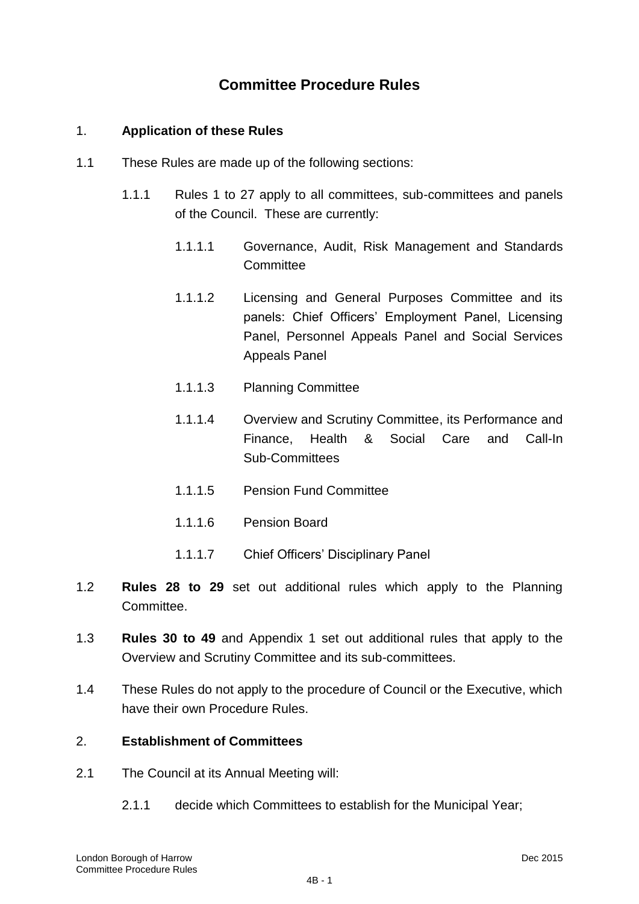# Committee Procedure Rules

## 1. Application of these Rules

1.1 These Rules are made up of the following sections:

1.1.1 Rules 1 to 27 apply to all committees, sub-committees and panels of the Council. These are currently:

1.1.1.1 Governance, Audit, Risk Management and Standards Committee

1.1.1.2 Licensing and General Purposes Committee and its panels: Chief Officers' Employment Panel, Licensing Panel, Personnel Appeals Panel and Social Services Appeals Panel

1.1.1.3 Planning Committee

1.1.1.4 Overview and Scrutiny Committee, its Performance and Finance, Health & Social Care and Call-In Sub-Committees

1.1.1.5 Pension Fund Committee

1.1.1.6 Pension Board

1.1.1.7 Chief Officers' Disciplinary Panel

1.2 **Rules 28 to 29** set out additional rules which apply to the Planning Committee.

1.3 **Rules 30 to 49** and Appendix 1 set out additional rules that apply to the Overview and Scrutiny Committee and its sub-committees.

1.4 These Rules do not apply to the procedure of Council or the Executive, which have their own Procedure Rules.

## 2. Establishment of Committees

2.1 The Council at its Annual Meeting will:

2.1.1 decide which Committees to establish for the Municipal Year;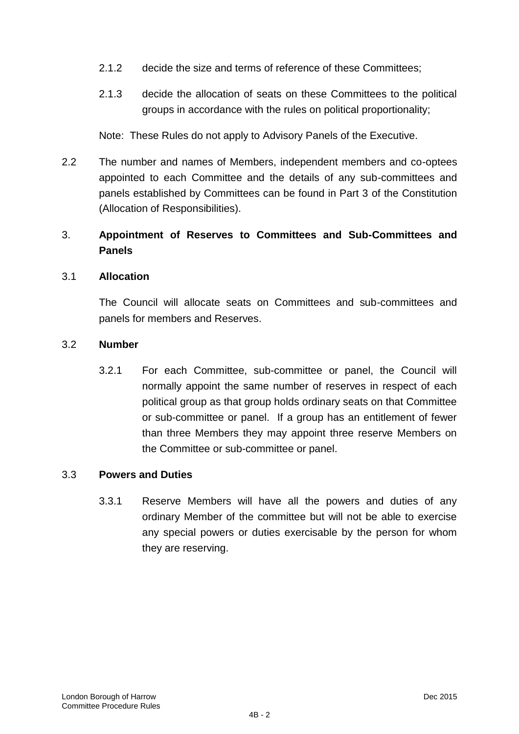2.1.2 decide the size and terms of reference of these Committees;

2.1.3 decide the allocation of seats on these Committees to the political groups in accordance with the rules on political proportionality;

Note: These Rules do not apply to Advisory Panels of the Executive.

2.2 The number and names of Members, independent members and co-optees appointed to each Committee and the details of any sub-committees and panels established by Committees can be found in Part 3 of the Constitution (Allocation of Responsibilities).

## 3. Appointment of Reserves to Committees and Sub-Committees and Panels

### 3.1 Allocation

The Council will allocate seats on Committees and sub-committees and panels for members and Reserves.

### 3.2 Number

3.2.1 For each Committee, sub-committee or panel, the Council will normally appoint the same number of reserves in respect of each political group as that group holds ordinary seats on that Committee or sub-committee or panel. If a group has an entitlement of fewer than three Members they may appoint three reserve Members on the Committee or sub-committee or panel.

### 3.3 Powers and Duties

3.3.1 Reserve Members will have all the powers and duties of any ordinary Member of the committee but will not be able to exercise any special powers or duties exercisable by the person for whom they are reserving.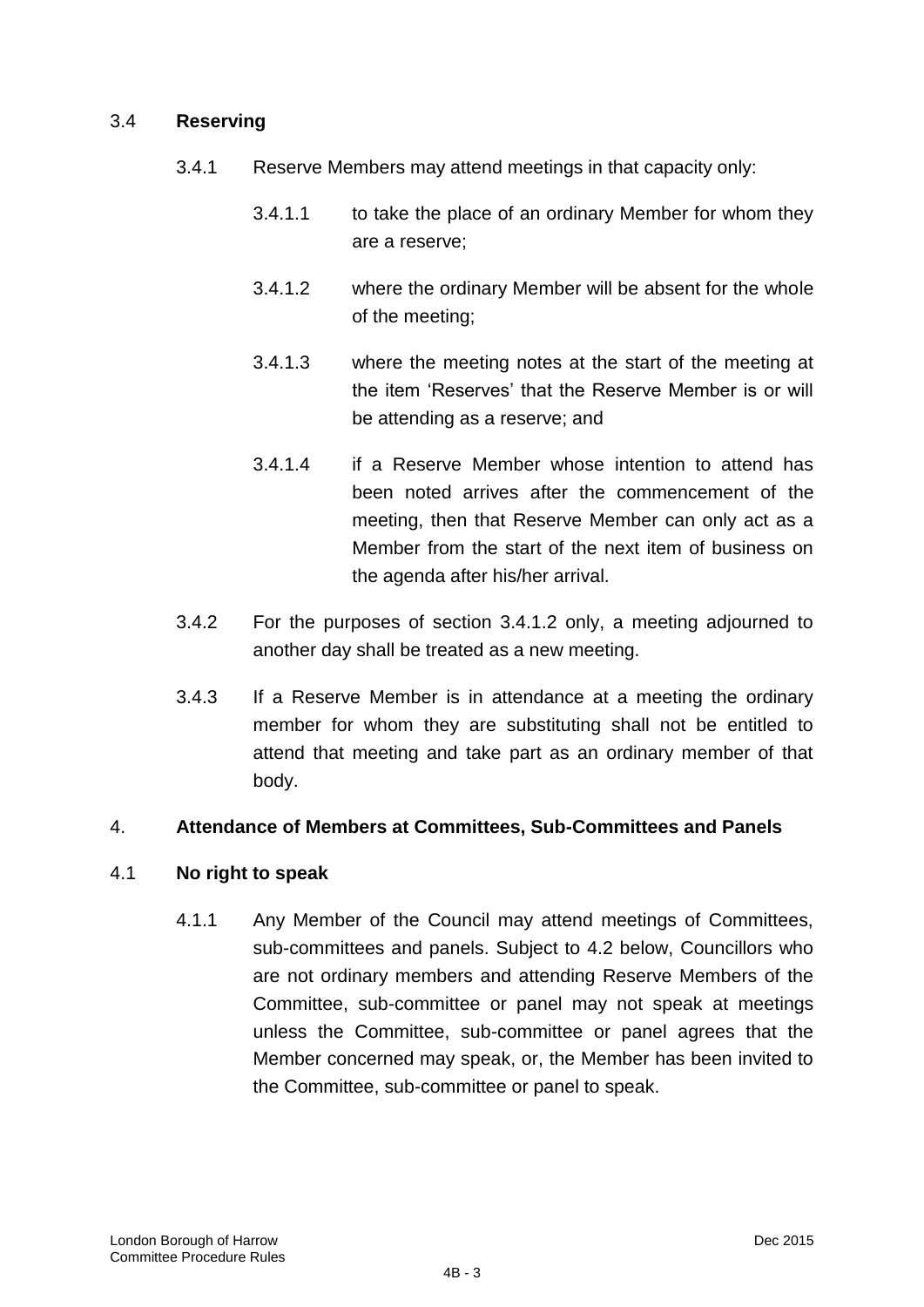### 3.4 **Reserving**

3.4.1 Reserve Members may attend meetings in that capacity only:

3.4.1.1 to take the place of an ordinary Member for whom they are a reserve;

3.4.1.2 where the ordinary Member will be absent for the whole of the meeting;

3.4.1.3 where the meeting notes at the start of the meeting at the item 'Reserves' that the Reserve Member is or will be attending as a reserve; and

3.4.1.4 if a Reserve Member whose intention to attend has been noted arrives after the commencement of the meeting, then that Reserve Member can only act as a Member from the start of the next item of business on the agenda after his/her arrival.

3.4.2 For the purposes of section 3.4.1.2 only, a meeting adjourned to another day shall be treated as a new meeting.

3.4.3 If a Reserve Member is in attendance at a meeting the ordinary member for whom they are substituting shall not be entitled to attend that meeting and take part as an ordinary member of that body.

## 4. **Attendance of Members at Committees, Sub-Committees and Panels**

### 4.1 **No right to speak**

4.1.1 Any Member of the Council may attend meetings of Committees, sub-committees and panels. Subject to 4.2 below, Councillors who are not ordinary members and attending Reserve Members of the Committee, sub-committee or panel may not speak at meetings unless the Committee, sub-committee or panel agrees that the Member concerned may speak, or, the Member has been invited to the Committee, sub-committee or panel to speak.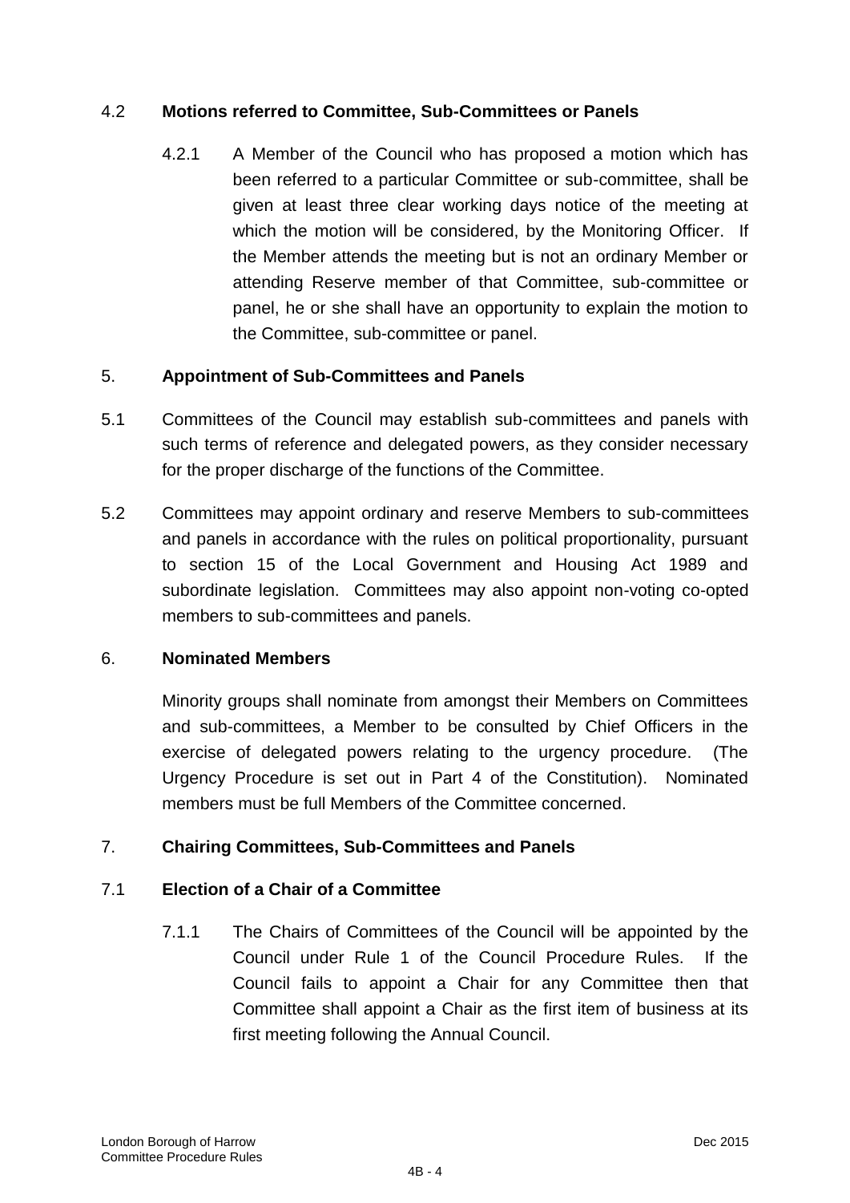### 4.2 Motions referred to Committee, Sub-Committees or Panels

4.2.1 A Member of the Council who has proposed a motion which has been referred to a particular Committee or sub-committee, shall be given at least three clear working days notice of the meeting at which the motion will be considered, by the Monitoring Officer. If the Member attends the meeting but is not an ordinary Member or attending Reserve member of that Committee, sub-committee or panel, he or she shall have an opportunity to explain the motion to the Committee, sub-committee or panel.

## 5. Appointment of Sub-Committees and Panels

5.1 Committees of the Council may establish sub-committees and panels with such terms of reference and delegated powers, as they consider necessary for the proper discharge of the functions of the Committee.

5.2 Committees may appoint ordinary and reserve Members to sub-committees and panels in accordance with the rules on political proportionality, pursuant to section 15 of the Local Government and Housing Act 1989 and subordinate legislation. Committees may also appoint non-voting co-opted members to sub-committees and panels.

## 6. Nominated Members

Minority groups shall nominate from amongst their Members on Committees and sub-committees, a Member to be consulted by Chief Officers in the exercise of delegated powers relating to the urgency procedure. (The Urgency Procedure is set out in Part 4 of the Constitution). Nominated members must be full Members of the Committee concerned.

## 7. Chairing Committees, Sub-Committees and Panels

### 7.1 Election of a Chair of a Committee

7.1.1 The Chairs of Committees of the Council will be appointed by the Council under Rule 1 of the Council Procedure Rules. If the Council fails to appoint a Chair for any Committee then that Committee shall appoint a Chair as the first item of business at its first meeting following the Annual Council.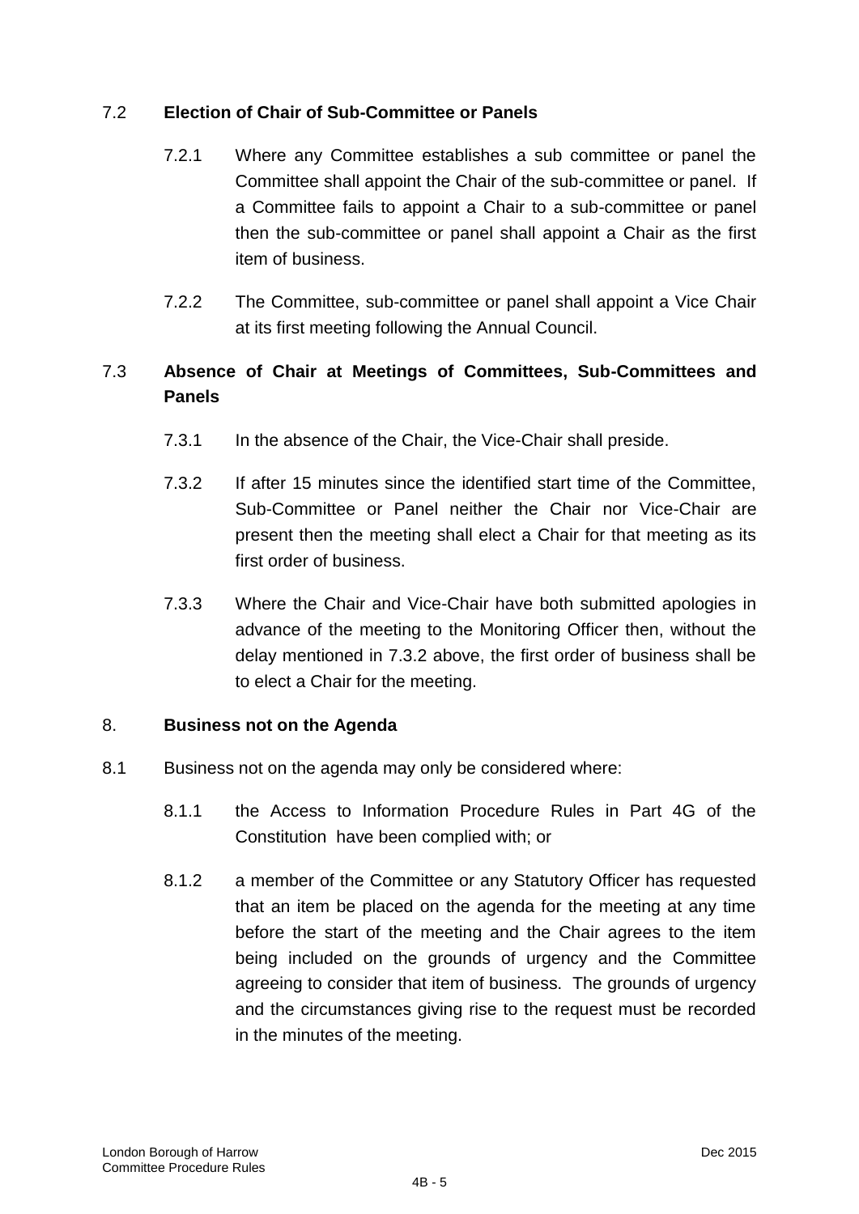### 7.2 **Election of Chair of Sub-Committee or Panels**

7.2.1 Where any Committee establishes a sub committee or panel the Committee shall appoint the Chair of the sub-committee or panel. If a Committee fails to appoint a Chair to a sub-committee or panel then the sub-committee or panel shall appoint a Chair as the first item of business.

7.2.2 The Committee, sub-committee or panel shall appoint a Vice Chair at its first meeting following the Annual Council.

### 7.3 **Absence of Chair at Meetings of Committees, Sub-Committees and Panels**

7.3.1 In the absence of the Chair, the Vice-Chair shall preside.

7.3.2 If after 15 minutes since the identified start time of the Committee, Sub-Committee or Panel neither the Chair nor Vice-Chair are present then the meeting shall elect a Chair for that meeting as its first order of business.

7.3.3 Where the Chair and Vice-Chair have both submitted apologies in advance of the meeting to the Monitoring Officer then, without the delay mentioned in 7.3.2 above, the first order of business shall be to elect a Chair for the meeting.

## 8. **Business not on the Agenda**

8.1 Business not on the agenda may only be considered where:

8.1.1 the Access to Information Procedure Rules in Part 4G of the Constitution have been complied with; or

8.1.2 a member of the Committee or any Statutory Officer has requested that an item be placed on the agenda for the meeting at any time before the start of the meeting and the Chair agrees to the item being included on the grounds of urgency and the Committee agreeing to consider that item of business. The grounds of urgency and the circumstances giving rise to the request must be recorded in the minutes of the meeting.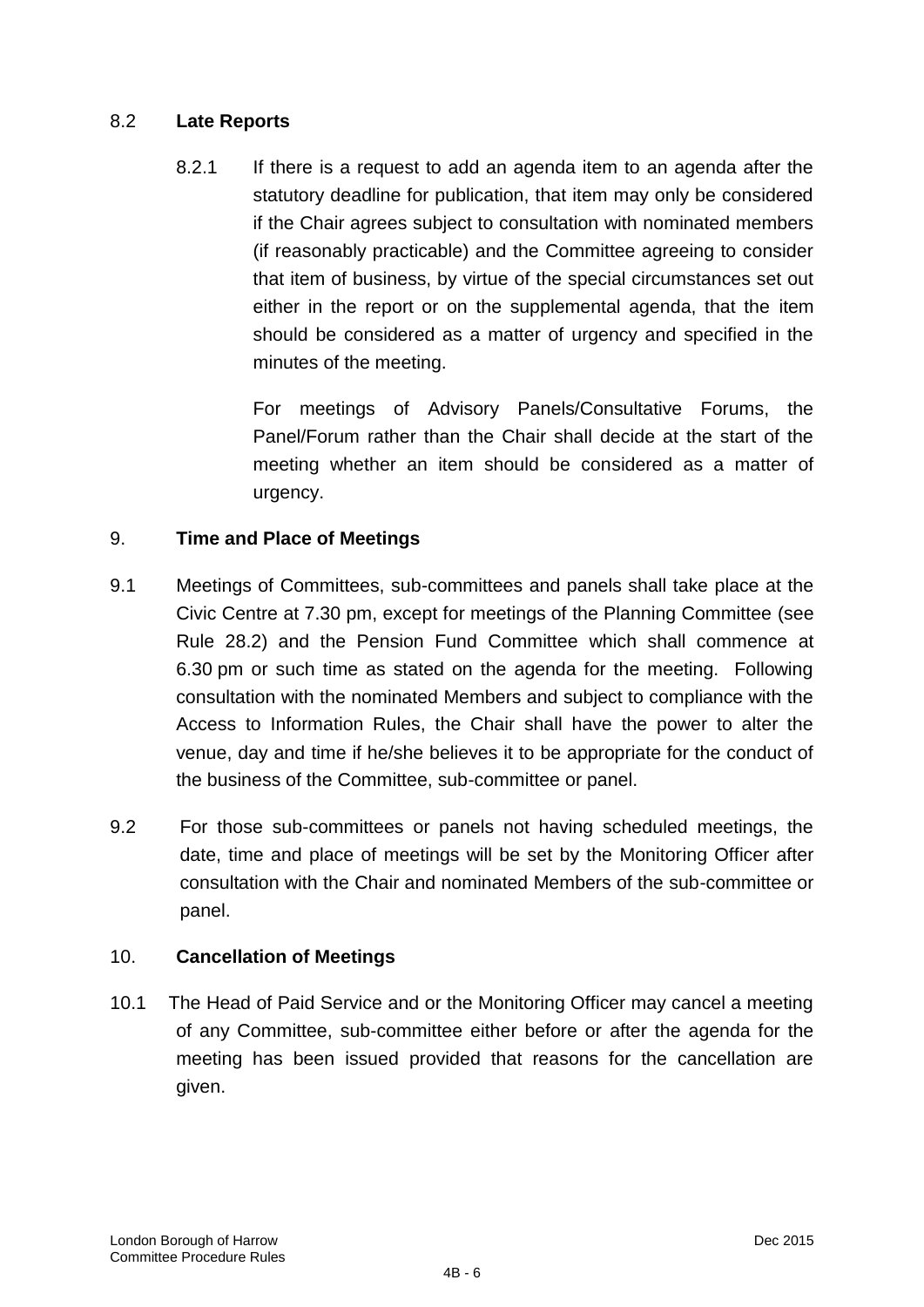## 8.2 Late Reports

8.2.1 If there is a request to add an agenda item to an agenda after the statutory deadline for publication, that item may only be considered if the Chair agrees subject to consultation with nominated members (if reasonably practicable) and the Committee agreeing to consider that item of business, by virtue of the special circumstances set out either in the report or on the supplemental agenda, that the item should be considered as a matter of urgency and specified in the minutes of the meeting.

For meetings of Advisory Panels/Consultative Forums, the Panel/Forum rather than the Chair shall decide at the start of the meeting whether an item should be considered as a matter of urgency.

## 9. Time and Place of Meetings

9.1 Meetings of Committees, sub-committees and panels shall take place at the Civic Centre at 7.30 pm, except for meetings of the Planning Committee (see Rule 28.2) and the Pension Fund Committee which shall commence at 6.30 pm or such time as stated on the agenda for the meeting. Following consultation with the nominated Members and subject to compliance with the Access to Information Rules, the Chair shall have the power to alter the venue, day and time if he/she believes it to be appropriate for the conduct of the business of the Committee, sub-committee or panel.

9.2 For those sub-committees or panels not having scheduled meetings, the date, time and place of meetings will be set by the Monitoring Officer after consultation with the Chair and nominated Members of the sub-committee or panel.

## 10. Cancellation of Meetings

10.1 The Head of Paid Service and or the Monitoring Officer may cancel a meeting of any Committee, sub-committee either before or after the agenda for the meeting has been issued provided that reasons for the cancellation are given.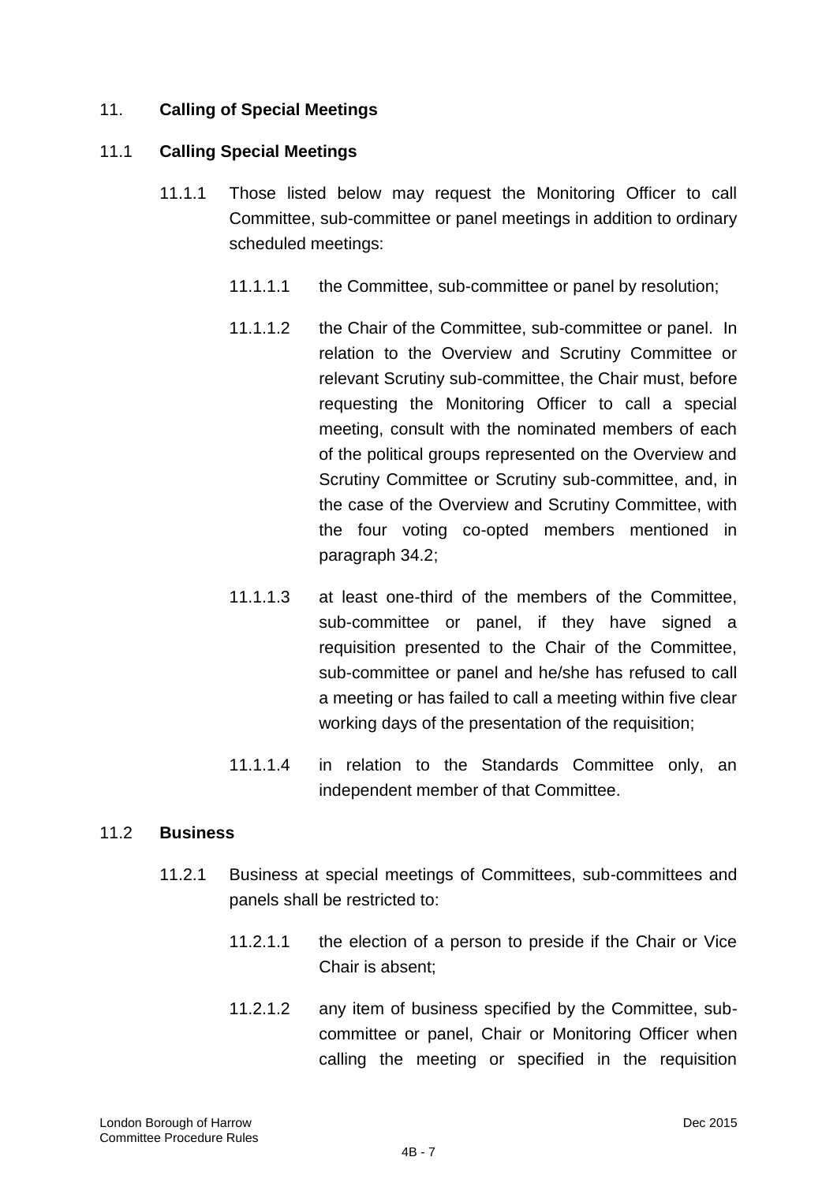## 11. Calling of Special Meetings

### 11.1 Calling Special Meetings

11.1.1 Those listed below may request the Monitoring Officer to call Committee, sub-committee or panel meetings in addition to ordinary scheduled meetings:

11.1.1.1 the Committee, sub-committee or panel by resolution;

11.1.1.2 the Chair of the Committee, sub-committee or panel. In relation to the Overview and Scrutiny Committee or relevant Scrutiny sub-committee, the Chair must, before requesting the Monitoring Officer to call a special meeting, consult with the nominated members of each of the political groups represented on the Overview and Scrutiny Committee or Scrutiny sub-committee, and, in the case of the Overview and Scrutiny Committee, with the four voting co-opted members mentioned in paragraph 34.2;

11.1.1.3 at least one-third of the members of the Committee, sub-committee or panel, if they have signed a requisition presented to the Chair of the Committee, sub-committee or panel and he/she has refused to call a meeting or has failed to call a meeting within five clear working days of the presentation of the requisition;

11.1.1.4 in relation to the Standards Committee only, an independent member of that Committee.

### 11.2 Business

11.2.1 Business at special meetings of Committees, sub-committees and panels shall be restricted to:

11.2.1.1 the election of a person to preside if the Chair or Vice Chair is absent;

11.2.1.2 any item of business specified by the Committee, sub-committee or panel, Chair or Monitoring Officer when calling the meeting or specified in the requisition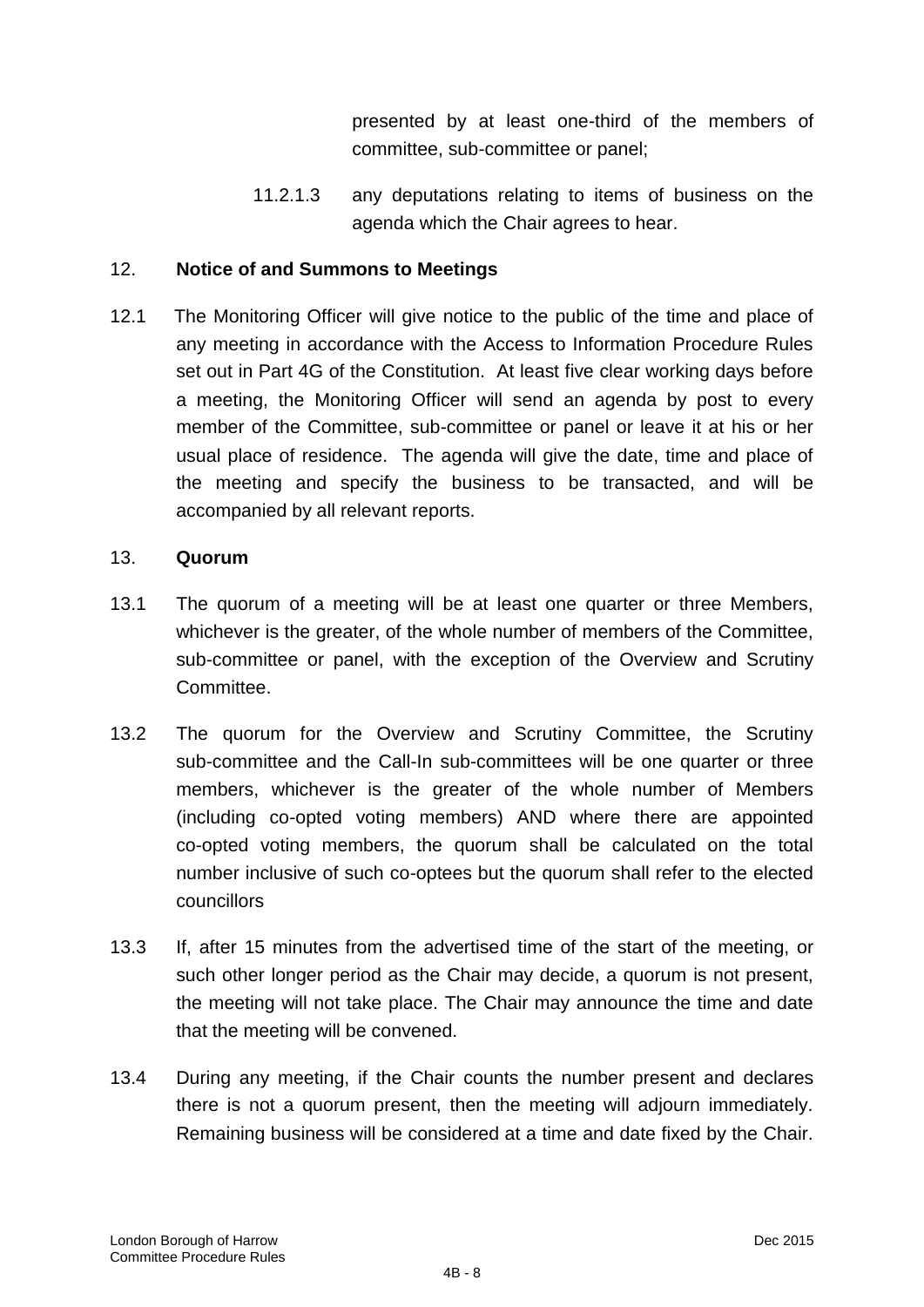presented by at least one-third of the members of committee, sub-committee or panel;

11.2.1.3 any deputations relating to items of business on the agenda which the Chair agrees to hear.

## 12. Notice of and Summons to Meetings

12.1 The Monitoring Officer will give notice to the public of the time and place of any meeting in accordance with the Access to Information Procedure Rules set out in Part 4G of the Constitution. At least five clear working days before a meeting, the Monitoring Officer will send an agenda by post to every member of the Committee, sub-committee or panel or leave it at his or her usual place of residence. The agenda will give the date, time and place of the meeting and specify the business to be transacted, and will be accompanied by all relevant reports.

## 13. Quorum

13.1 The quorum of a meeting will be at least one quarter or three Members, whichever is the greater, of the whole number of members of the Committee, sub-committee or panel, with the exception of the Overview and Scrutiny Committee.

13.2 The quorum for the Overview and Scrutiny Committee, the Scrutiny sub-committee and the Call-In sub-committees will be one quarter or three members, whichever is the greater of the whole number of Members (including co-opted voting members) AND where there are appointed co-opted voting members, the quorum shall be calculated on the total number inclusive of such co-optees but the quorum shall refer to the elected councillors

13.3 If, after 15 minutes from the advertised time of the start of the meeting, or such other longer period as the Chair may decide, a quorum is not present, the meeting will not take place. The Chair may announce the time and date that the meeting will be convened.

13.4 During any meeting, if the Chair counts the number present and declares there is not a quorum present, then the meeting will adjourn immediately. Remaining business will be considered at a time and date fixed by the Chair.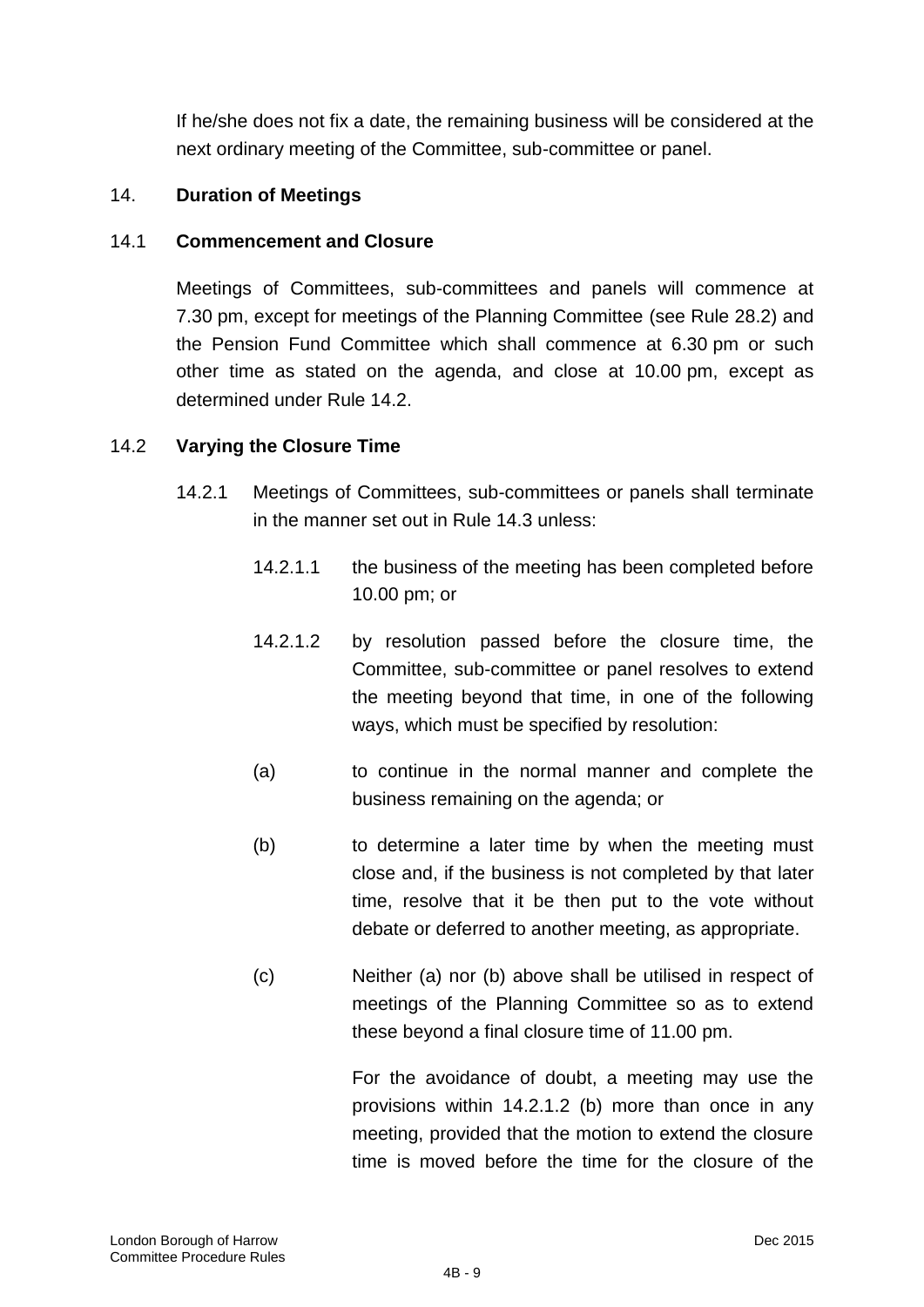If he/she does not fix a date, the remaining business will be considered at the next ordinary meeting of the Committee, sub-committee or panel.

## 14. Duration of Meetings

### 14.1 Commencement and Closure

Meetings of Committees, sub-committees and panels will commence at 7.30 pm, except for meetings of the Planning Committee (see Rule 28.2) and the Pension Fund Committee which shall commence at 6.30 pm or such other time as stated on the agenda, and close at 10.00 pm, except as determined under Rule 14.2.

### 14.2 Varying the Closure Time

14.2.1 Meetings of Committees, sub-committees or panels shall terminate in the manner set out in Rule 14.3 unless:

14.2.1.1 the business of the meeting has been completed before 10.00 pm; or

14.2.1.2 by resolution passed before the closure time, the Committee, sub-committee or panel resolves to extend the meeting beyond that time, in one of the following ways, which must be specified by resolution:

(a) to continue in the normal manner and complete the business remaining on the agenda; or

(b) to determine a later time by when the meeting must close and, if the business is not completed by that later time, resolve that it be then put to the vote without debate or deferred to another meeting, as appropriate.

(c) Neither (a) nor (b) above shall be utilised in respect of meetings of the Planning Committee so as to extend these beyond a final closure time of 11.00 pm.

For the avoidance of doubt, a meeting may use the provisions within 14.2.1.2 (b) more than once in any meeting, provided that the motion to extend the closure time is moved before the time for the closure of the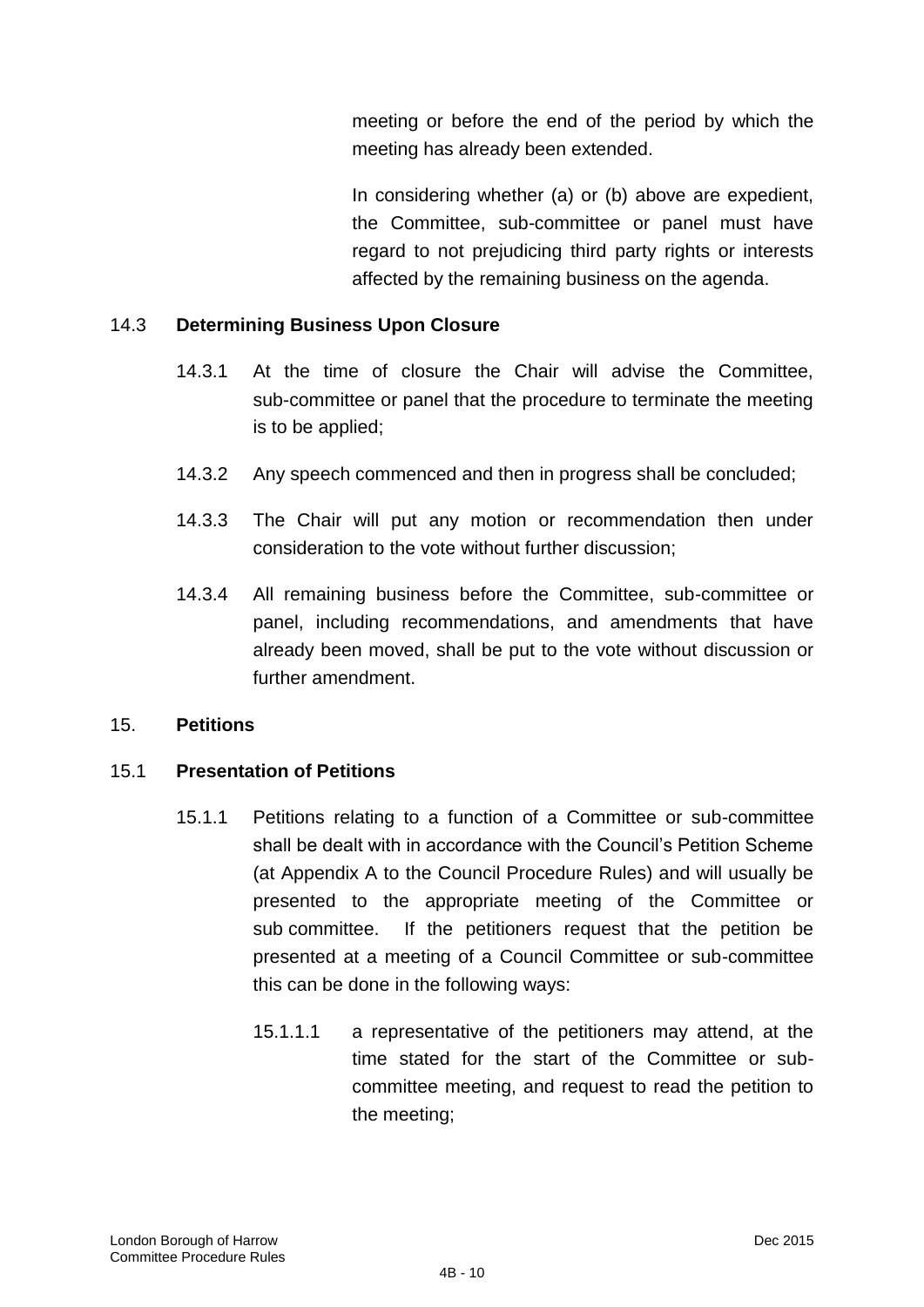meeting or before the end of the period by which the meeting has already been extended.

In considering whether (a) or (b) above are expedient, the Committee, sub-committee or panel must have regard to not prejudicing third party rights or interests affected by the remaining business on the agenda.

### 14.3 Determining Business Upon Closure

14.3.1 At the time of closure the Chair will advise the Committee, sub-committee or panel that the procedure to terminate the meeting is to be applied;

14.3.2 Any speech commenced and then in progress shall be concluded;

14.3.3 The Chair will put any motion or recommendation then under consideration to the vote without further discussion;

14.3.4 All remaining business before the Committee, sub-committee or panel, including recommendations, and amendments that have already been moved, shall be put to the vote without discussion or further amendment.

## 15. Petitions

### 15.1 Presentation of Petitions

15.1.1 Petitions relating to a function of a Committee or sub-committee shall be dealt with in accordance with the Council's Petition Scheme (at Appendix A to the Council Procedure Rules) and will usually be presented to the appropriate meeting of the Committee or sub committee. If the petitioners request that the petition be presented at a meeting of a Council Committee or sub-committee this can be done in the following ways:

15.1.1.1 a representative of the petitioners may attend, at the time stated for the start of the Committee or sub-committee meeting, and request to read the petition to the meeting;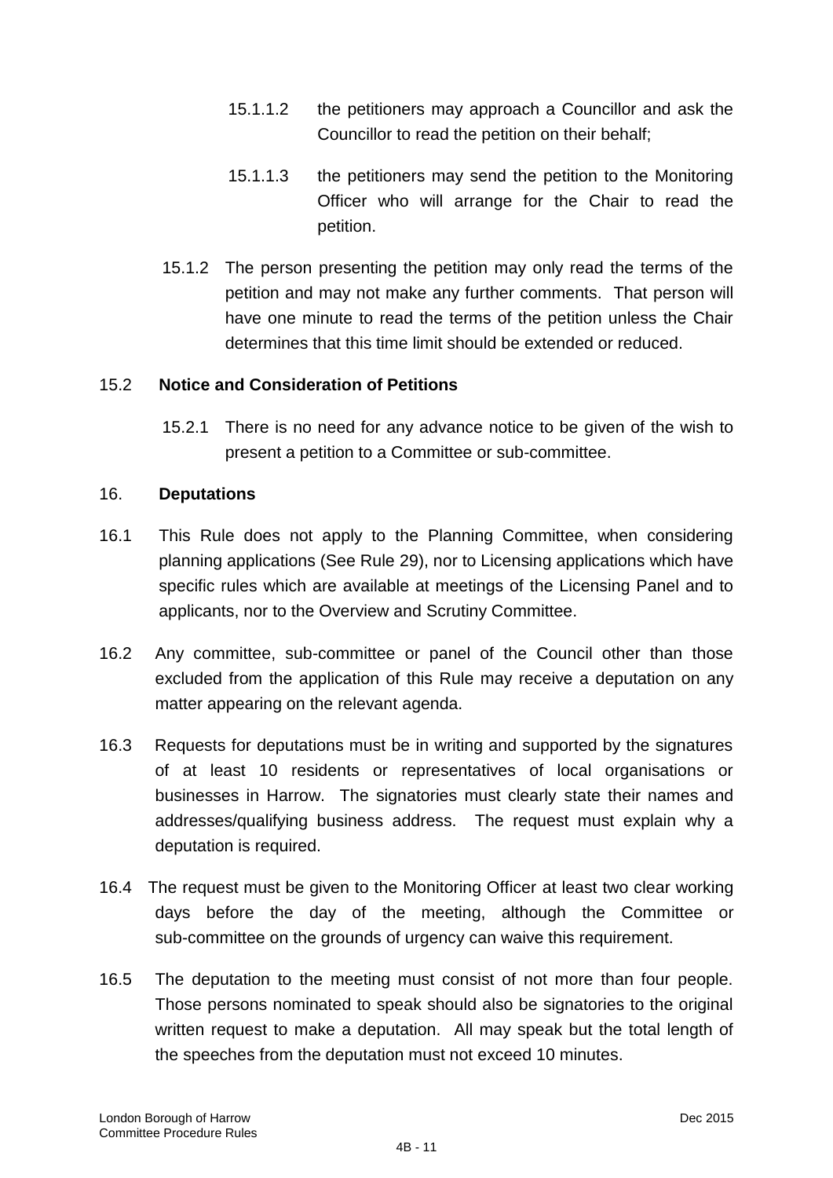15.1.1.2 the petitioners may approach a Councillor and ask the Councillor to read the petition on their behalf;

15.1.1.3 the petitioners may send the petition to the Monitoring Officer who will arrange for the Chair to read the petition.

15.1.2 The person presenting the petition may only read the terms of the petition and may not make any further comments. That person will have one minute to read the terms of the petition unless the Chair determines that this time limit should be extended or reduced.

15.2 **Notice and Consideration of Petitions**

15.2.1 There is no need for any advance notice to be given of the wish to present a petition to a Committee or sub-committee.

16. **Deputations**

16.1 This Rule does not apply to the Planning Committee, when considering planning applications (See Rule 29), nor to Licensing applications which have specific rules which are available at meetings of the Licensing Panel and to applicants, nor to the Overview and Scrutiny Committee.

16.2 Any committee, sub-committee or panel of the Council other than those excluded from the application of this Rule may receive a deputation on any matter appearing on the relevant agenda.

16.3 Requests for deputations must be in writing and supported by the signatures of at least 10 residents or representatives of local organisations or businesses in Harrow. The signatories must clearly state their names and addresses/qualifying business address. The request must explain why a deputation is required.

16.4 The request must be given to the Monitoring Officer at least two clear working days before the day of the meeting, although the Committee or sub-committee on the grounds of urgency can waive this requirement.

16.5 The deputation to the meeting must consist of not more than four people. Those persons nominated to speak should also be signatories to the original written request to make a deputation. All may speak but the total length of the speeches from the deputation must not exceed 10 minutes.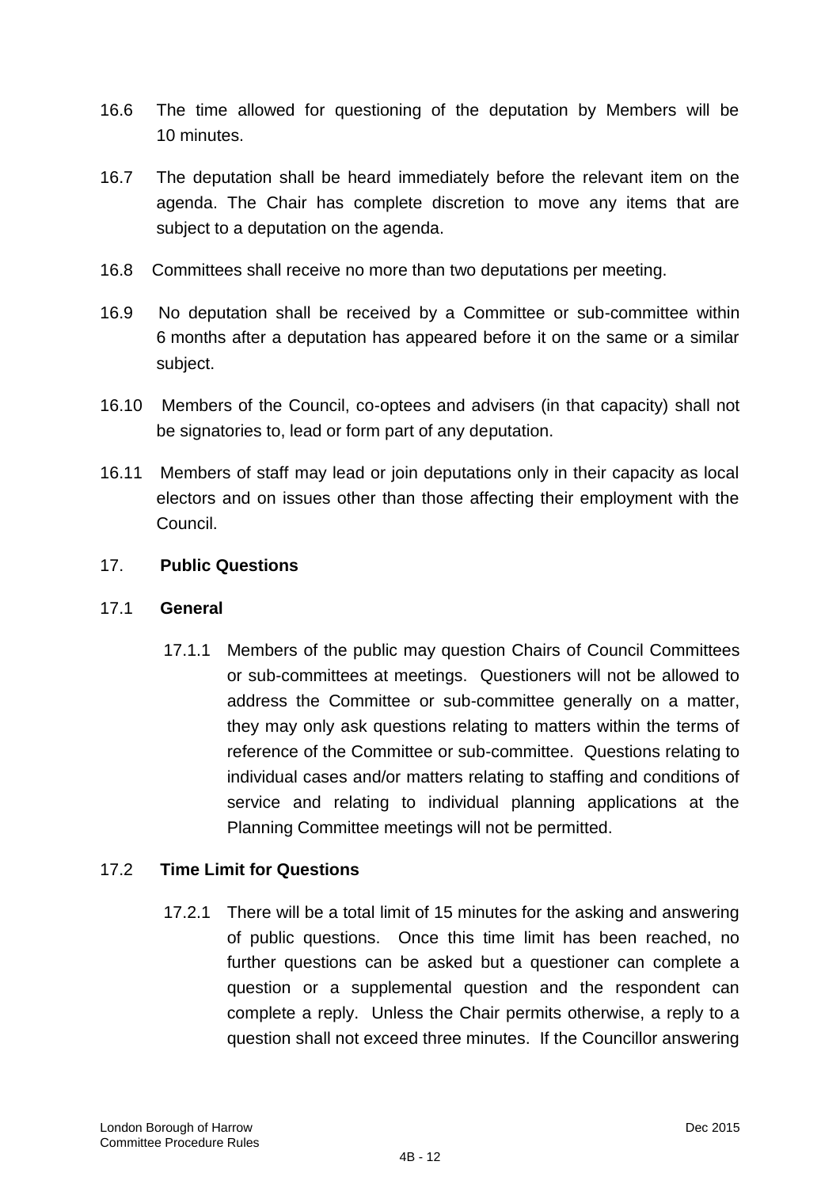16.6 The time allowed for questioning of the deputation by Members will be 10 minutes.

16.7 The deputation shall be heard immediately before the relevant item on the agenda. The Chair has complete discretion to move any items that are subject to a deputation on the agenda.

16.8 Committees shall receive no more than two deputations per meeting.

16.9 No deputation shall be received by a Committee or sub-committee within 6 months after a deputation has appeared before it on the same or a similar subject.

16.10 Members of the Council, co-optees and advisers (in that capacity) shall not be signatories to, lead or form part of any deputation.

16.11 Members of staff may lead or join deputations only in their capacity as local electors and on issues other than those affecting their employment with the Council.

## 17. Public Questions

### 17.1 General

17.1.1 Members of the public may question Chairs of Council Committees or sub-committees at meetings. Questioners will not be allowed to address the Committee or sub-committee generally on a matter, they may only ask questions relating to matters within the terms of reference of the Committee or sub-committee. Questions relating to individual cases and/or matters relating to staffing and conditions of service and relating to individual planning applications at the Planning Committee meetings will not be permitted.

### 17.2 Time Limit for Questions

17.2.1 There will be a total limit of 15 minutes for the asking and answering of public questions. Once this time limit has been reached, no further questions can be asked but a questioner can complete a question or a supplemental question and the respondent can complete a reply. Unless the Chair permits otherwise, a reply to a question shall not exceed three minutes. If the Councillor answering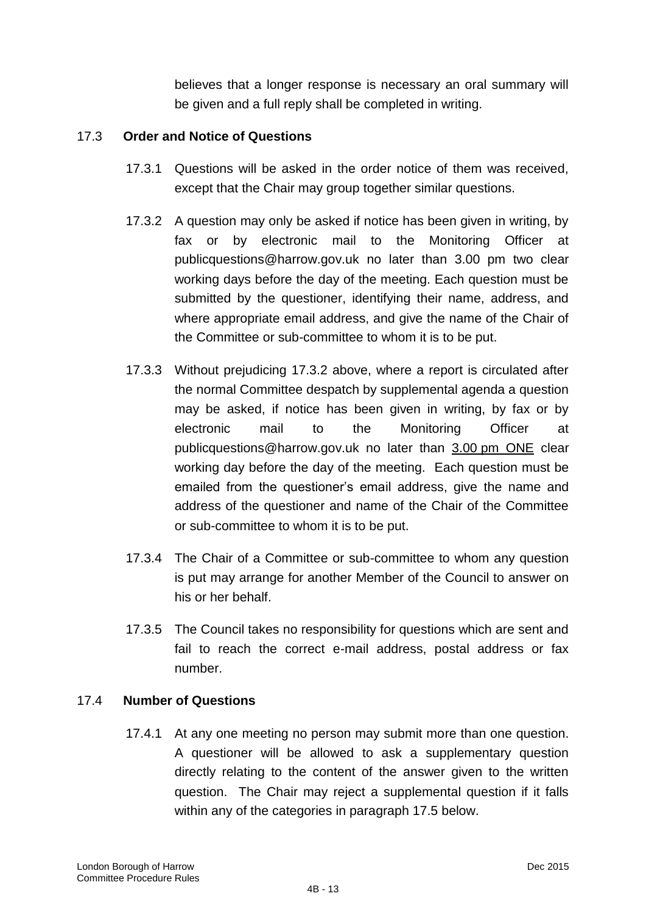believes that a longer response is necessary an oral summary will be given and a full reply shall be completed in writing.

### 17.3 Order and Notice of Questions

17.3.1 Questions will be asked in the order notice of them was received, except that the Chair may group together similar questions.

17.3.2 A question may only be asked if notice has been given in writing, by fax or by electronic mail to the Monitoring Officer at publicquestions@harrow.gov.uk no later than 3.00 pm two clear working days before the day of the meeting. Each question must be submitted by the questioner, identifying their name, address, and where appropriate email address, and give the name of the Chair of the Committee or sub-committee to whom it is to be put.

17.3.3 Without prejudicing 17.3.2 above, where a report is circulated after the normal Committee despatch by supplemental agenda a question may be asked, if notice has been given in writing, by fax or by electronic mail to the Monitoring Officer at publicquestions@harrow.gov.uk no later than <u>3.00 pm ONE</u> clear working day before the day of the meeting. Each question must be emailed from the questioner's email address, give the name and address of the questioner and name of the Chair of the Committee or sub-committee to whom it is to be put.

17.3.4 The Chair of a Committee or sub-committee to whom any question is put may arrange for another Member of the Council to answer on his or her behalf.

17.3.5 The Council takes no responsibility for questions which are sent and fail to reach the correct e-mail address, postal address or fax number.

### 17.4 Number of Questions

17.4.1 At any one meeting no person may submit more than one question. A questioner will be allowed to ask a supplementary question directly relating to the content of the answer given to the written question. The Chair may reject a supplemental question if it falls within any of the categories in paragraph 17.5 below.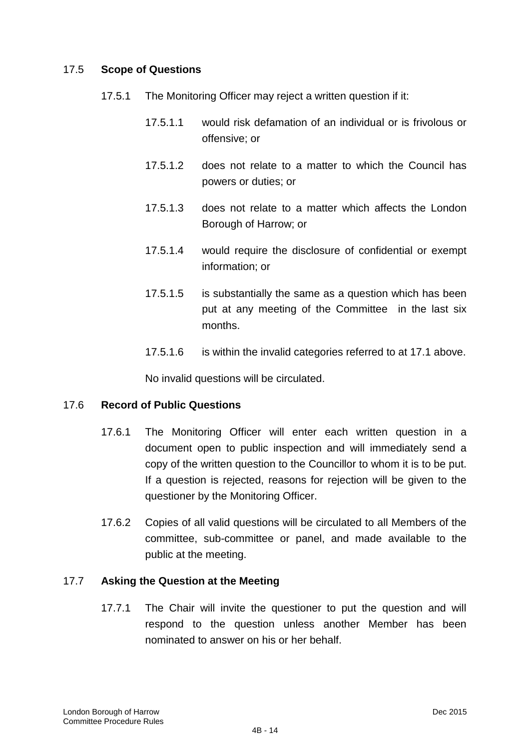### 17.5 Scope of Questions

17.5.1 The Monitoring Officer may reject a written question if it:

17.5.1.1 would risk defamation of an individual or is frivolous or offensive; or

17.5.1.2 does not relate to a matter to which the Council has powers or duties; or

17.5.1.3 does not relate to a matter which affects the London Borough of Harrow; or

17.5.1.4 would require the disclosure of confidential or exempt information; or

17.5.1.5 is substantially the same as a question which has been put at any meeting of the Committee in the last six months.

17.5.1.6 is within the invalid categories referred to at 17.1 above.

No invalid questions will be circulated.

### 17.6 Record of Public Questions

17.6.1 The Monitoring Officer will enter each written question in a document open to public inspection and will immediately send a copy of the written question to the Councillor to whom it is to be put. If a question is rejected, reasons for rejection will be given to the questioner by the Monitoring Officer.

17.6.2 Copies of all valid questions will be circulated to all Members of the committee, sub-committee or panel, and made available to the public at the meeting.

### 17.7 Asking the Question at the Meeting

17.7.1 The Chair will invite the questioner to put the question and will respond to the question unless another Member has been nominated to answer on his or her behalf.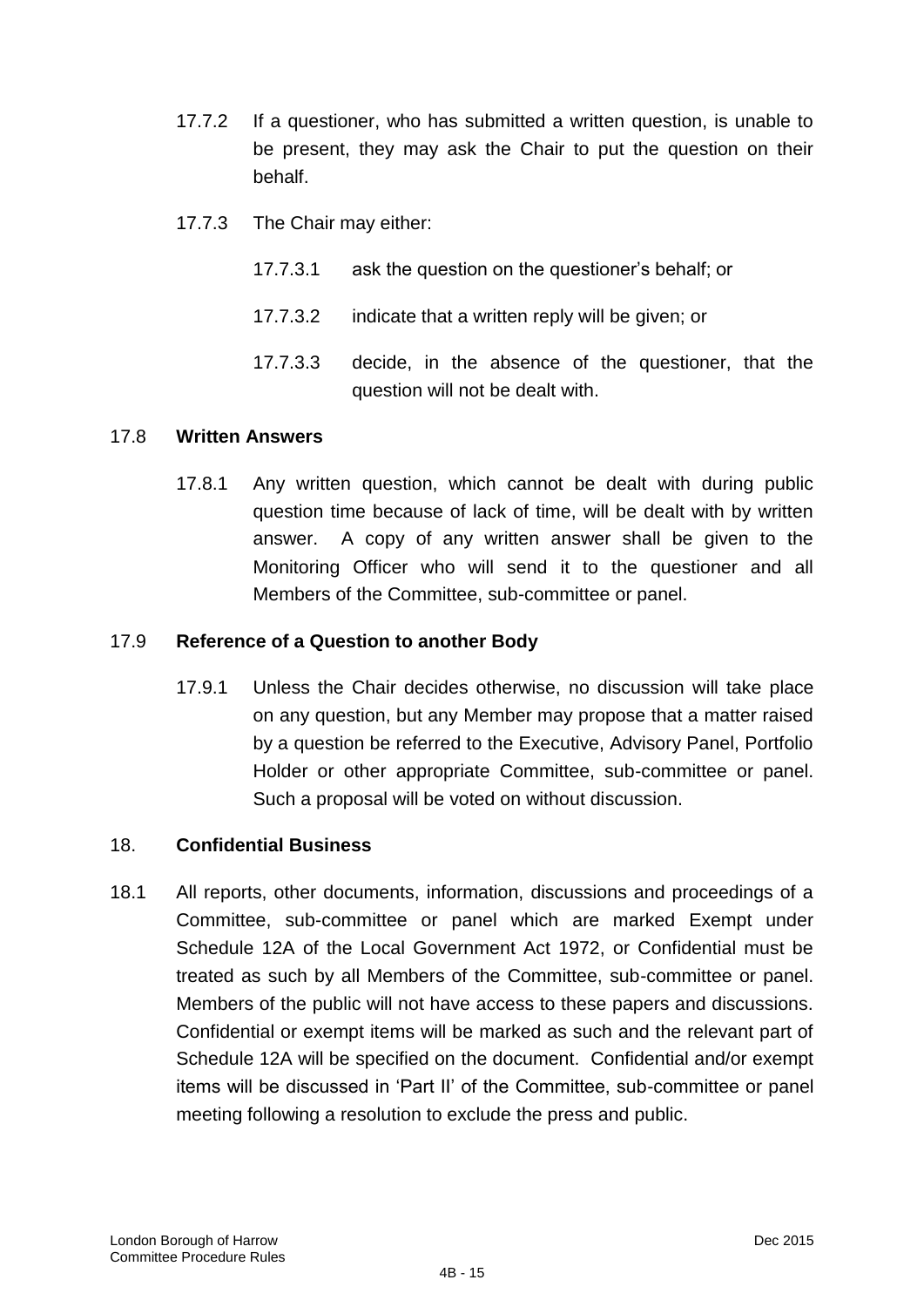17.7.2 If a questioner, who has submitted a written question, is unable to be present, they may ask the Chair to put the question on their behalf.

17.7.3 The Chair may either:

17.7.3.1 ask the question on the questioner's behalf; or

17.7.3.2 indicate that a written reply will be given; or

17.7.3.3 decide, in the absence of the questioner, that the question will not be dealt with.

17.8 **Written Answers**

17.8.1 Any written question, which cannot be dealt with during public question time because of lack of time, will be dealt with by written answer. A copy of any written answer shall be given to the Monitoring Officer who will send it to the questioner and all Members of the Committee, sub-committee or panel.

17.9 **Reference of a Question to another Body**

17.9.1 Unless the Chair decides otherwise, no discussion will take place on any question, but any Member may propose that a matter raised by a question be referred to the Executive, Advisory Panel, Portfolio Holder or other appropriate Committee, sub-committee or panel. Such a proposal will be voted on without discussion.

18. **Confidential Business**

18.1 All reports, other documents, information, discussions and proceedings of a Committee, sub-committee or panel which are marked Exempt under Schedule 12A of the Local Government Act 1972, or Confidential must be treated as such by all Members of the Committee, sub-committee or panel. Members of the public will not have access to these papers and discussions. Confidential or exempt items will be marked as such and the relevant part of Schedule 12A will be specified on the document. Confidential and/or exempt items will be discussed in 'Part II' of the Committee, sub-committee or panel meeting following a resolution to exclude the press and public.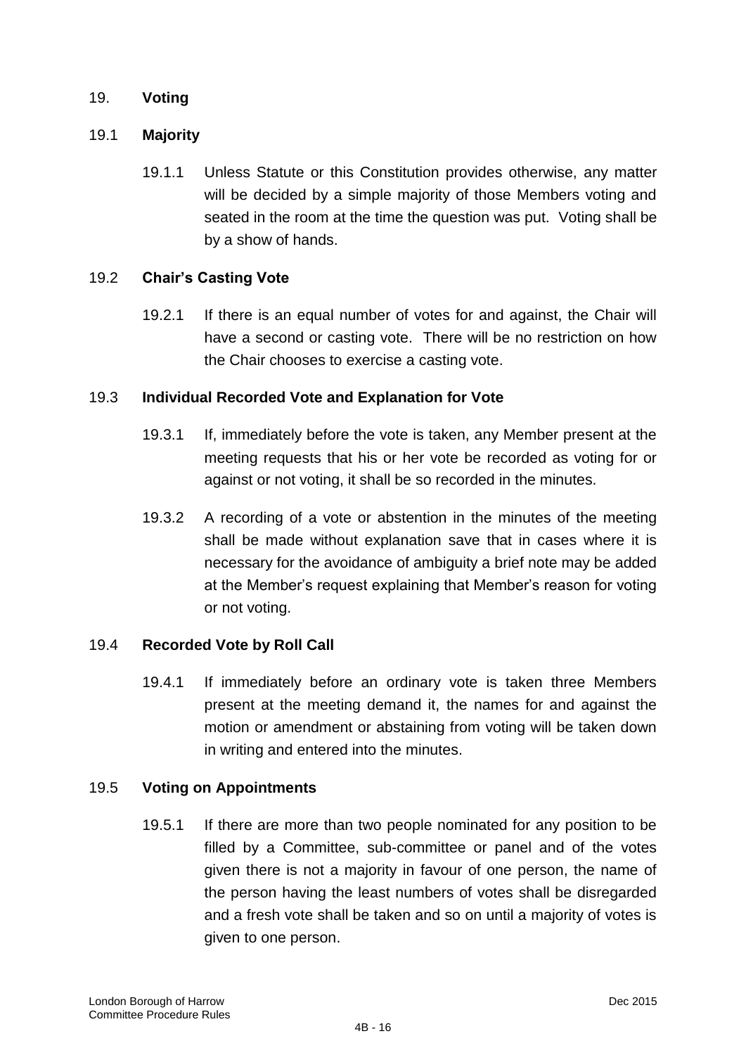## 19. **Voting**

### 19.1 **Majority**

19.1.1 Unless Statute or this Constitution provides otherwise, any matter will be decided by a simple majority of those Members voting and seated in the room at the time the question was put. Voting shall be by a show of hands.

### 19.2 **Chair's Casting Vote**

19.2.1 If there is an equal number of votes for and against, the Chair will have a second or casting vote. There will be no restriction on how the Chair chooses to exercise a casting vote.

### 19.3 **Individual Recorded Vote and Explanation for Vote**

19.3.1 If, immediately before the vote is taken, any Member present at the meeting requests that his or her vote be recorded as voting for or against or not voting, it shall be so recorded in the minutes.

19.3.2 A recording of a vote or abstention in the minutes of the meeting shall be made without explanation save that in cases where it is necessary for the avoidance of ambiguity a brief note may be added at the Member's request explaining that Member's reason for voting or not voting.

### 19.4 **Recorded Vote by Roll Call**

19.4.1 If immediately before an ordinary vote is taken three Members present at the meeting demand it, the names for and against the motion or amendment or abstaining from voting will be taken down in writing and entered into the minutes.

### 19.5 **Voting on Appointments**

19.5.1 If there are more than two people nominated for any position to be filled by a Committee, sub-committee or panel and of the votes given there is not a majority in favour of one person, the name of the person having the least numbers of votes shall be disregarded and a fresh vote shall be taken and so on until a majority of votes is given to one person.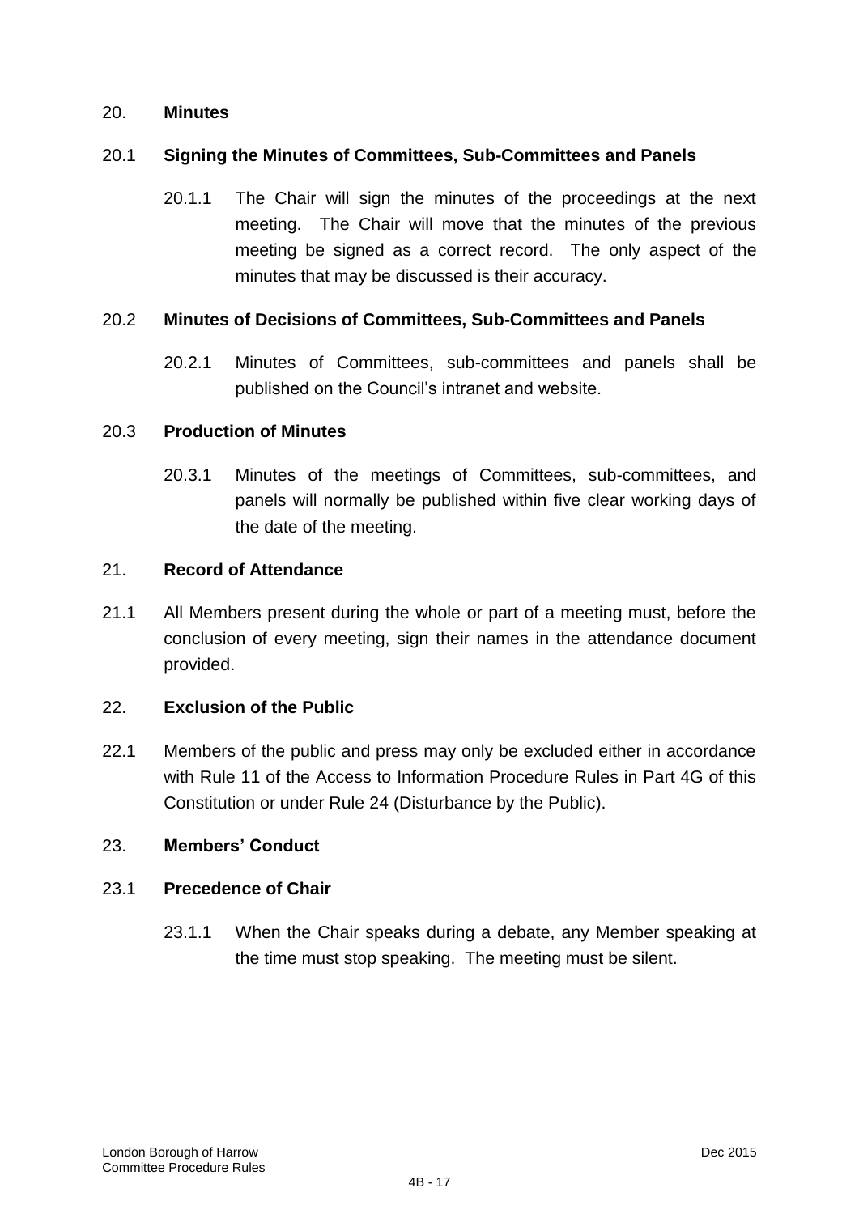## 20. Minutes

### 20.1 Signing the Minutes of Committees, Sub-Committees and Panels

20.1.1 The Chair will sign the minutes of the proceedings at the next meeting. The Chair will move that the minutes of the previous meeting be signed as a correct record. The only aspect of the minutes that may be discussed is their accuracy.

### 20.2 Minutes of Decisions of Committees, Sub-Committees and Panels

20.2.1 Minutes of Committees, sub-committees and panels shall be published on the Council's intranet and website.

### 20.3 Production of Minutes

20.3.1 Minutes of the meetings of Committees, sub-committees, and panels will normally be published within five clear working days of the date of the meeting.

## 21. Record of Attendance

21.1 All Members present during the whole or part of a meeting must, before the conclusion of every meeting, sign their names in the attendance document provided.

## 22. Exclusion of the Public

22.1 Members of the public and press may only be excluded either in accordance with Rule 11 of the Access to Information Procedure Rules in Part 4G of this Constitution or under Rule 24 (Disturbance by the Public).

## 23. Members' Conduct

### 23.1 Precedence of Chair

23.1.1 When the Chair speaks during a debate, any Member speaking at the time must stop speaking. The meeting must be silent.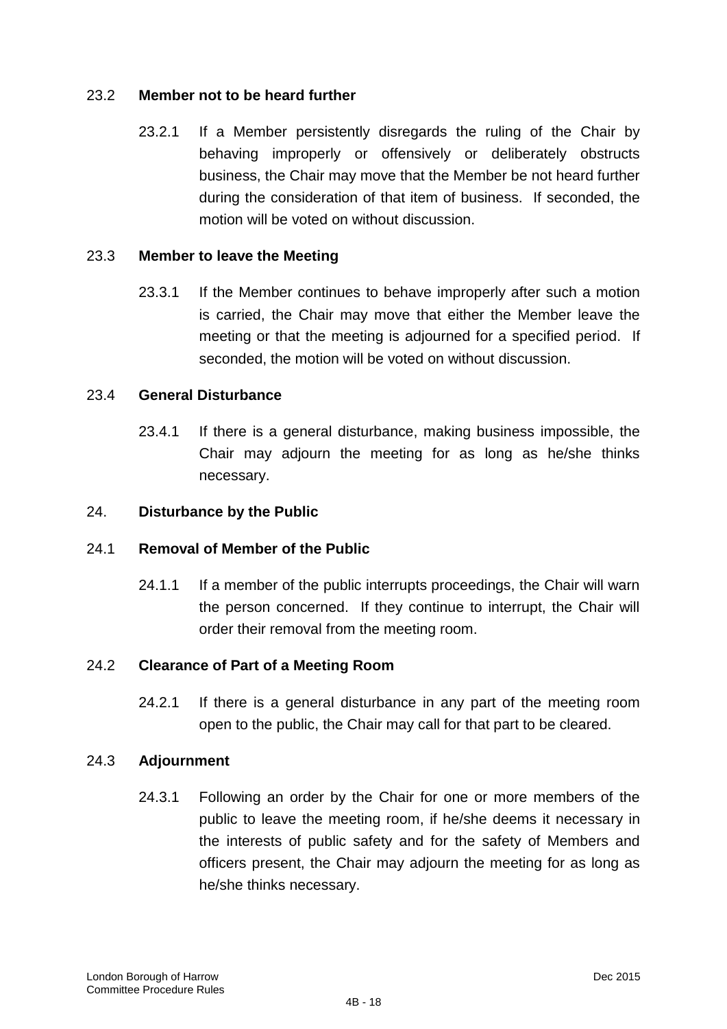### 23.2 **Member not to be heard further**

23.2.1 If a Member persistently disregards the ruling of the Chair by behaving improperly or offensively or deliberately obstructs business, the Chair may move that the Member be not heard further during the consideration of that item of business. If seconded, the motion will be voted on without discussion.

### 23.3 **Member to leave the Meeting**

23.3.1 If the Member continues to behave improperly after such a motion is carried, the Chair may move that either the Member leave the meeting or that the meeting is adjourned for a specified period. If seconded, the motion will be voted on without discussion.

### 23.4 **General Disturbance**

23.4.1 If there is a general disturbance, making business impossible, the Chair may adjourn the meeting for as long as he/she thinks necessary.

## 24. **Disturbance by the Public**

### 24.1 **Removal of Member of the Public**

24.1.1 If a member of the public interrupts proceedings, the Chair will warn the person concerned. If they continue to interrupt, the Chair will order their removal from the meeting room.

### 24.2 **Clearance of Part of a Meeting Room**

24.2.1 If there is a general disturbance in any part of the meeting room open to the public, the Chair may call for that part to be cleared.

### 24.3 **Adjournment**

24.3.1 Following an order by the Chair for one or more members of the public to leave the meeting room, if he/she deems it necessary in the interests of public safety and for the safety of Members and officers present, the Chair may adjourn the meeting for as long as he/she thinks necessary.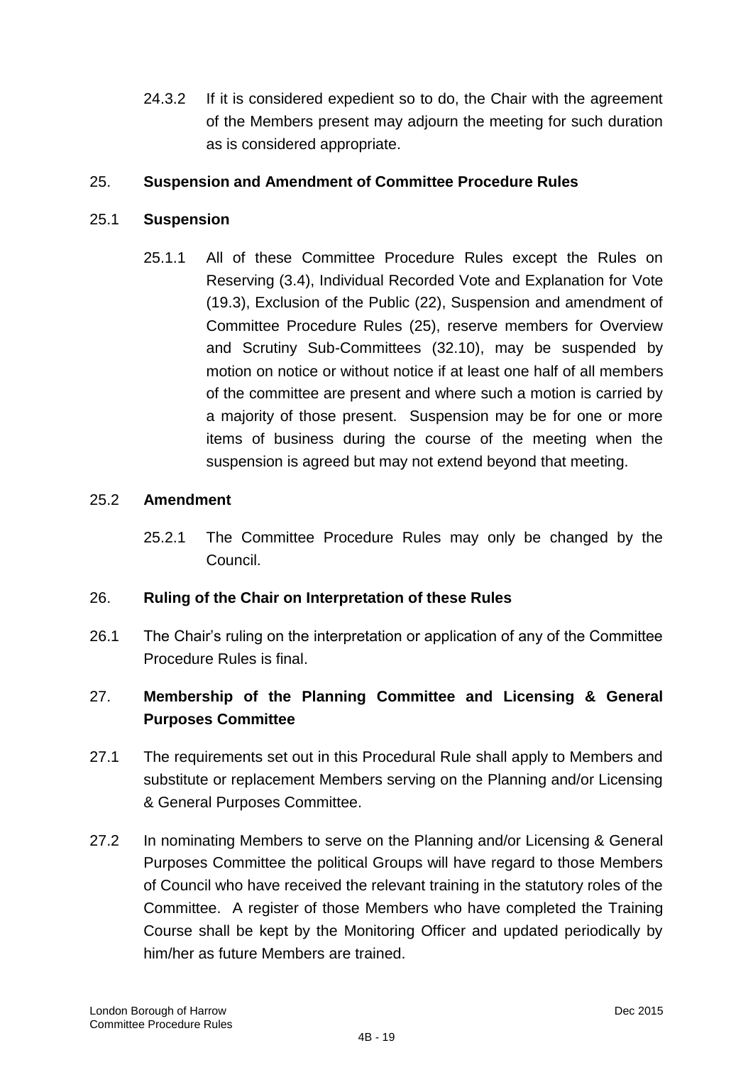24.3.2 If it is considered expedient so to do, the Chair with the agreement of the Members present may adjourn the meeting for such duration as is considered appropriate.

## 25. **Suspension and Amendment of Committee Procedure Rules**

### 25.1 **Suspension**

25.1.1 All of these Committee Procedure Rules except the Rules on Reserving (3.4), Individual Recorded Vote and Explanation for Vote (19.3), Exclusion of the Public (22), Suspension and amendment of Committee Procedure Rules (25), reserve members for Overview and Scrutiny Sub-Committees (32.10), may be suspended by motion on notice or without notice if at least one half of all members of the committee are present and where such a motion is carried by a majority of those present. Suspension may be for one or more items of business during the course of the meeting when the suspension is agreed but may not extend beyond that meeting.

### 25.2 **Amendment**

25.2.1 The Committee Procedure Rules may only be changed by the Council.

## 26. **Ruling of the Chair on Interpretation of these Rules**

26.1 The Chair's ruling on the interpretation or application of any of the Committee Procedure Rules is final.

## 27. **Membership of the Planning Committee and Licensing & General Purposes Committee**

27.1 The requirements set out in this Procedural Rule shall apply to Members and substitute or replacement Members serving on the Planning and/or Licensing & General Purposes Committee.

27.2 In nominating Members to serve on the Planning and/or Licensing & General Purposes Committee the political Groups will have regard to those Members of Council who have received the relevant training in the statutory roles of the Committee. A register of those Members who have completed the Training Course shall be kept by the Monitoring Officer and updated periodically by him/her as future Members are trained.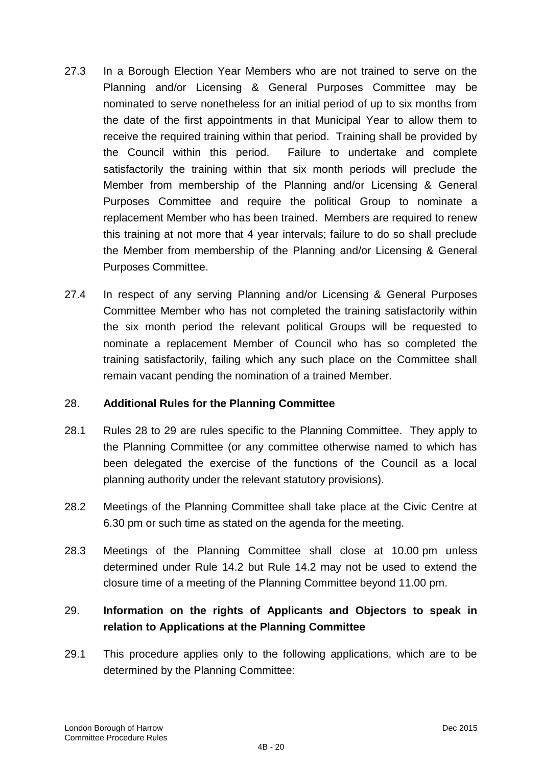27.3 In a Borough Election Year Members who are not trained to serve on the Planning and/or Licensing & General Purposes Committee may be nominated to serve nonetheless for an initial period of up to six months from the date of the first appointments in that Municipal Year to allow them to receive the required training within that period. Training shall be provided by the Council within this period. Failure to undertake and complete satisfactorily the training within that six month periods will preclude the Member from membership of the Planning and/or Licensing & General Purposes Committee and require the political Group to nominate a replacement Member who has been trained. Members are required to renew this training at not more that 4 year intervals; failure to do so shall preclude the Member from membership of the Planning and/or Licensing & General Purposes Committee.

27.4 In respect of any serving Planning and/or Licensing & General Purposes Committee Member who has not completed the training satisfactorily within the six month period the relevant political Groups will be requested to nominate a replacement Member of Council who has so completed the training satisfactorily, failing which any such place on the Committee shall remain vacant pending the nomination of a trained Member.

## 28. Additional Rules for the Planning Committee

28.1 Rules 28 to 29 are rules specific to the Planning Committee. They apply to the Planning Committee (or any committee otherwise named to which has been delegated the exercise of the functions of the Council as a local planning authority under the relevant statutory provisions).

28.2 Meetings of the Planning Committee shall take place at the Civic Centre at 6.30 pm or such time as stated on the agenda for the meeting.

28.3 Meetings of the Planning Committee shall close at 10.00 pm unless determined under Rule 14.2 but Rule 14.2 may not be used to extend the closure time of a meeting of the Planning Committee beyond 11.00 pm.

## 29. Information on the rights of Applicants and Objectors to speak in relation to Applications at the Planning Committee

29.1 This procedure applies only to the following applications, which are to be determined by the Planning Committee: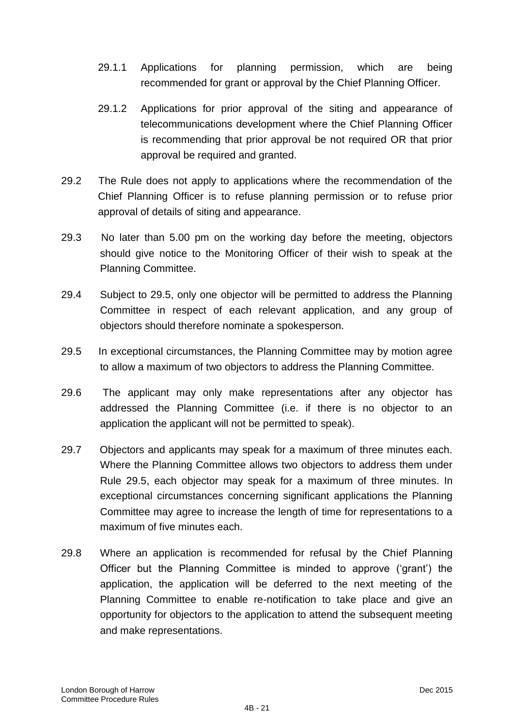29.1.1 Applications for planning permission, which are being recommended for grant or approval by the Chief Planning Officer.

29.1.2 Applications for prior approval of the siting and appearance of telecommunications development where the Chief Planning Officer is recommending that prior approval be not required OR that prior approval be required and granted.

29.2 The Rule does not apply to applications where the recommendation of the Chief Planning Officer is to refuse planning permission or to refuse prior approval of details of siting and appearance.

29.3 No later than 5.00 pm on the working day before the meeting, objectors should give notice to the Monitoring Officer of their wish to speak at the Planning Committee.

29.4 Subject to 29.5, only one objector will be permitted to address the Planning Committee in respect of each relevant application, and any group of objectors should therefore nominate a spokesperson.

29.5 In exceptional circumstances, the Planning Committee may by motion agree to allow a maximum of two objectors to address the Planning Committee.

29.6 The applicant may only make representations after any objector has addressed the Planning Committee (i.e. if there is no objector to an application the applicant will not be permitted to speak).

29.7 Objectors and applicants may speak for a maximum of three minutes each. Where the Planning Committee allows two objectors to address them under Rule 29.5, each objector may speak for a maximum of three minutes. In exceptional circumstances concerning significant applications the Planning Committee may agree to increase the length of time for representations to a maximum of five minutes each.

29.8 Where an application is recommended for refusal by the Chief Planning Officer but the Planning Committee is minded to approve ('grant') the application, the application will be deferred to the next meeting of the Planning Committee to enable re-notification to take place and give an opportunity for objectors to the application to attend the subsequent meeting and make representations.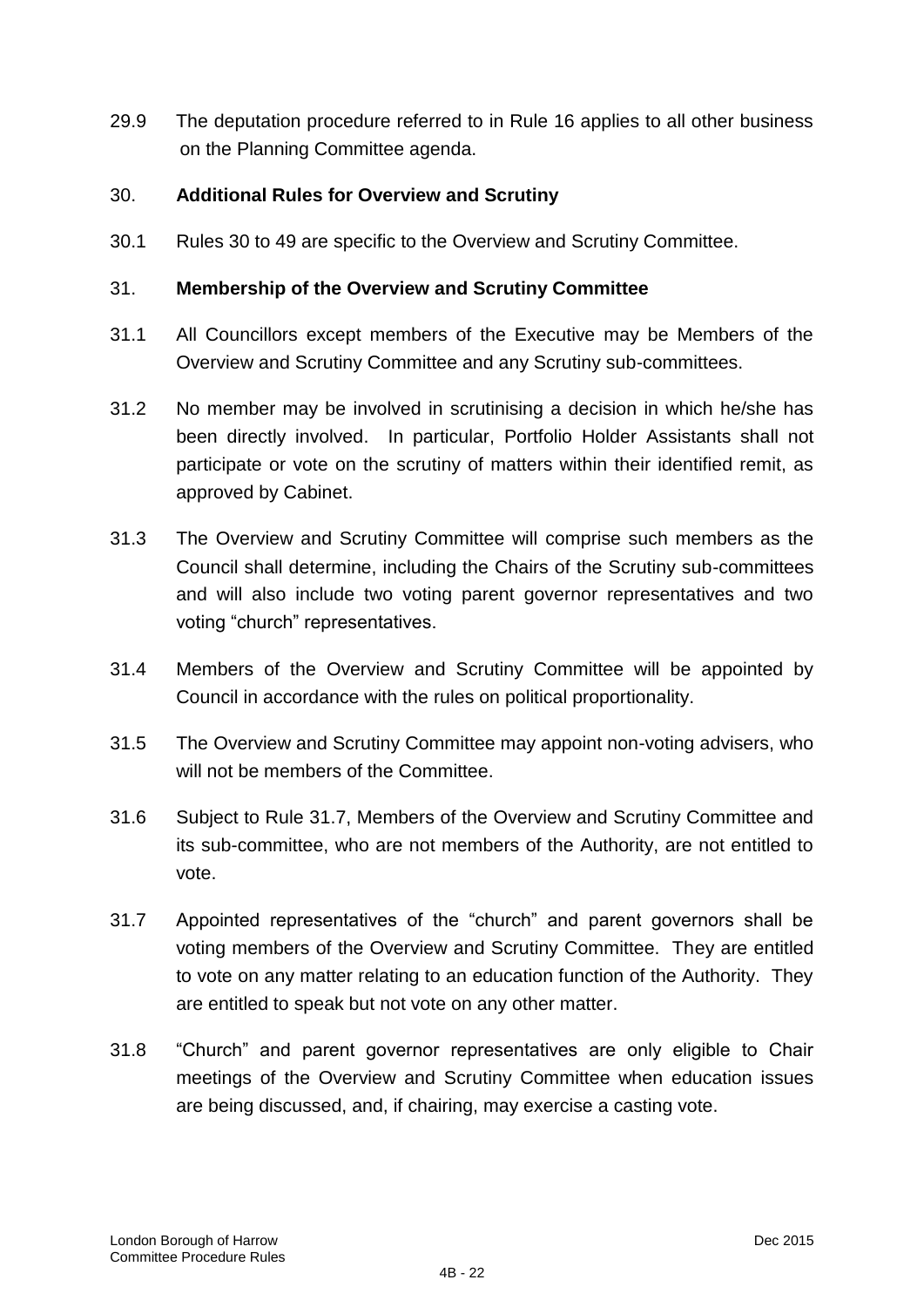29.9 The deputation procedure referred to in Rule 16 applies to all other business on the Planning Committee agenda.

## 30. Additional Rules for Overview and Scrutiny

30.1 Rules 30 to 49 are specific to the Overview and Scrutiny Committee.

## 31. Membership of the Overview and Scrutiny Committee

31.1 All Councillors except members of the Executive may be Members of the Overview and Scrutiny Committee and any Scrutiny sub-committees.

31.2 No member may be involved in scrutinising a decision in which he/she has been directly involved. In particular, Portfolio Holder Assistants shall not participate or vote on the scrutiny of matters within their identified remit, as approved by Cabinet.

31.3 The Overview and Scrutiny Committee will comprise such members as the Council shall determine, including the Chairs of the Scrutiny sub-committees and will also include two voting parent governor representatives and two voting "church" representatives.

31.4 Members of the Overview and Scrutiny Committee will be appointed by Council in accordance with the rules on political proportionality.

31.5 The Overview and Scrutiny Committee may appoint non-voting advisers, who will not be members of the Committee.

31.6 Subject to Rule 31.7, Members of the Overview and Scrutiny Committee and its sub-committee, who are not members of the Authority, are not entitled to vote.

31.7 Appointed representatives of the "church" and parent governors shall be voting members of the Overview and Scrutiny Committee. They are entitled to vote on any matter relating to an education function of the Authority. They are entitled to speak but not vote on any other matter.

31.8 "Church" and parent governor representatives are only eligible to Chair meetings of the Overview and Scrutiny Committee when education issues are being discussed, and, if chairing, may exercise a casting vote.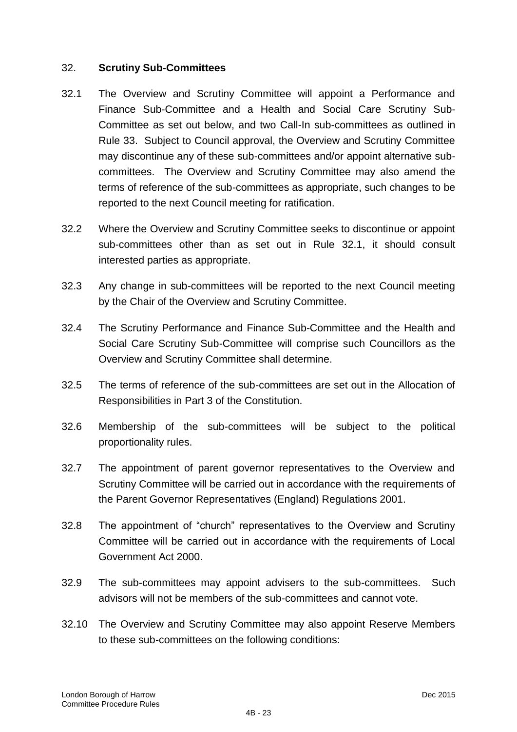## 32. **Scrutiny Sub-Committees**

32.1 The Overview and Scrutiny Committee will appoint a Performance and Finance Sub-Committee and a Health and Social Care Scrutiny Sub-Committee as set out below, and two Call-In sub-committees as outlined in Rule 33. Subject to Council approval, the Overview and Scrutiny Committee may discontinue any of these sub-committees and/or appoint alternative sub-committees. The Overview and Scrutiny Committee may also amend the terms of reference of the sub-committees as appropriate, such changes to be reported to the next Council meeting for ratification.

32.2 Where the Overview and Scrutiny Committee seeks to discontinue or appoint sub-committees other than as set out in Rule 32.1, it should consult interested parties as appropriate.

32.3 Any change in sub-committees will be reported to the next Council meeting by the Chair of the Overview and Scrutiny Committee.

32.4 The Scrutiny Performance and Finance Sub-Committee and the Health and Social Care Scrutiny Sub-Committee will comprise such Councillors as the Overview and Scrutiny Committee shall determine.

32.5 The terms of reference of the sub-committees are set out in the Allocation of Responsibilities in Part 3 of the Constitution.

32.6 Membership of the sub-committees will be subject to the political proportionality rules.

32.7 The appointment of parent governor representatives to the Overview and Scrutiny Committee will be carried out in accordance with the requirements of the Parent Governor Representatives (England) Regulations 2001.

32.8 The appointment of "church" representatives to the Overview and Scrutiny Committee will be carried out in accordance with the requirements of Local Government Act 2000.

32.9 The sub-committees may appoint advisers to the sub-committees. Such advisors will not be members of the sub-committees and cannot vote.

32.10 The Overview and Scrutiny Committee may also appoint Reserve Members to these sub-committees on the following conditions: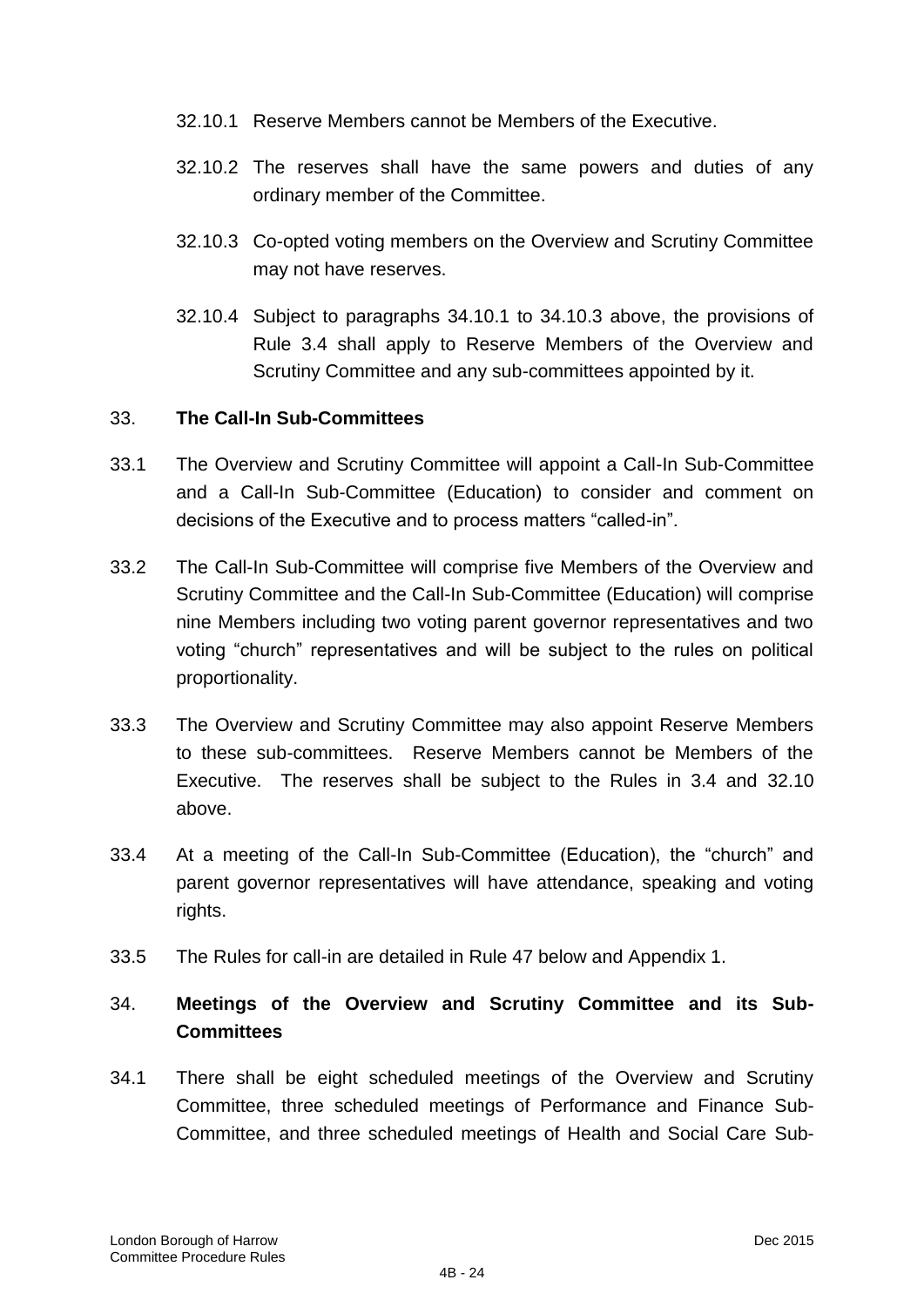32.10.1 Reserve Members cannot be Members of the Executive.

32.10.2 The reserves shall have the same powers and duties of any ordinary member of the Committee.

32.10.3 Co-opted voting members on the Overview and Scrutiny Committee may not have reserves.

32.10.4 Subject to paragraphs 34.10.1 to 34.10.3 above, the provisions of Rule 3.4 shall apply to Reserve Members of the Overview and Scrutiny Committee and any sub-committees appointed by it.

## 33. **The Call-In Sub-Committees**

33.1 The Overview and Scrutiny Committee will appoint a Call-In Sub-Committee and a Call-In Sub-Committee (Education) to consider and comment on decisions of the Executive and to process matters "called-in".

33.2 The Call-In Sub-Committee will comprise five Members of the Overview and Scrutiny Committee and the Call-In Sub-Committee (Education) will comprise nine Members including two voting parent governor representatives and two voting "church" representatives and will be subject to the rules on political proportionality.

33.3 The Overview and Scrutiny Committee may also appoint Reserve Members to these sub-committees. Reserve Members cannot be Members of the Executive. The reserves shall be subject to the Rules in 3.4 and 32.10 above.

33.4 At a meeting of the Call-In Sub-Committee (Education), the "church" and parent governor representatives will have attendance, speaking and voting rights.

33.5 The Rules for call-in are detailed in Rule 47 below and Appendix 1.

## 34. **Meetings of the Overview and Scrutiny Committee and its Sub-Committees**

34.1 There shall be eight scheduled meetings of the Overview and Scrutiny Committee, three scheduled meetings of Performance and Finance Sub-Committee, and three scheduled meetings of Health and Social Care Sub-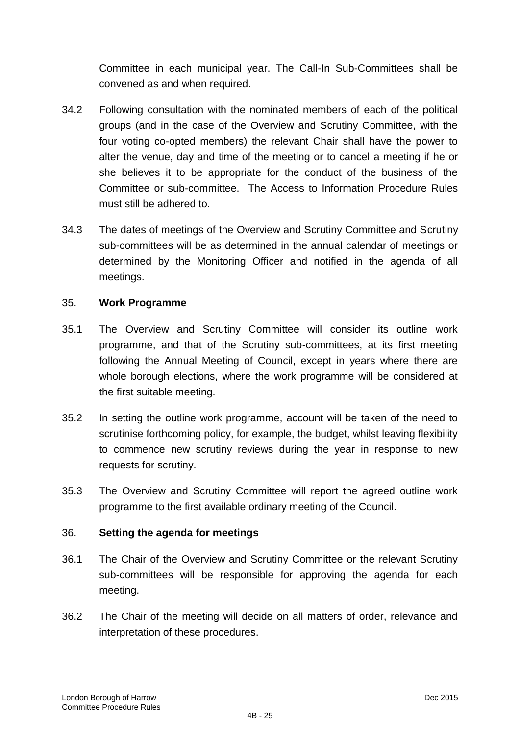Committee in each municipal year. The Call-In Sub-Committees shall be convened as and when required.

34.2 Following consultation with the nominated members of each of the political groups (and in the case of the Overview and Scrutiny Committee, with the four voting co-opted members) the relevant Chair shall have the power to alter the venue, day and time of the meeting or to cancel a meeting if he or she believes it to be appropriate for the conduct of the business of the Committee or sub-committee. The Access to Information Procedure Rules must still be adhered to.

34.3 The dates of meetings of the Overview and Scrutiny Committee and Scrutiny sub-committees will be as determined in the annual calendar of meetings or determined by the Monitoring Officer and notified in the agenda of all meetings.

35. **Work Programme**

35.1 The Overview and Scrutiny Committee will consider its outline work programme, and that of the Scrutiny sub-committees, at its first meeting following the Annual Meeting of Council, except in years where there are whole borough elections, where the work programme will be considered at the first suitable meeting.

35.2 In setting the outline work programme, account will be taken of the need to scrutinise forthcoming policy, for example, the budget, whilst leaving flexibility to commence new scrutiny reviews during the year in response to new requests for scrutiny.

35.3 The Overview and Scrutiny Committee will report the agreed outline work programme to the first available ordinary meeting of the Council.

36. **Setting the agenda for meetings**

36.1 The Chair of the Overview and Scrutiny Committee or the relevant Scrutiny sub-committees will be responsible for approving the agenda for each meeting.

36.2 The Chair of the meeting will decide on all matters of order, relevance and interpretation of these procedures.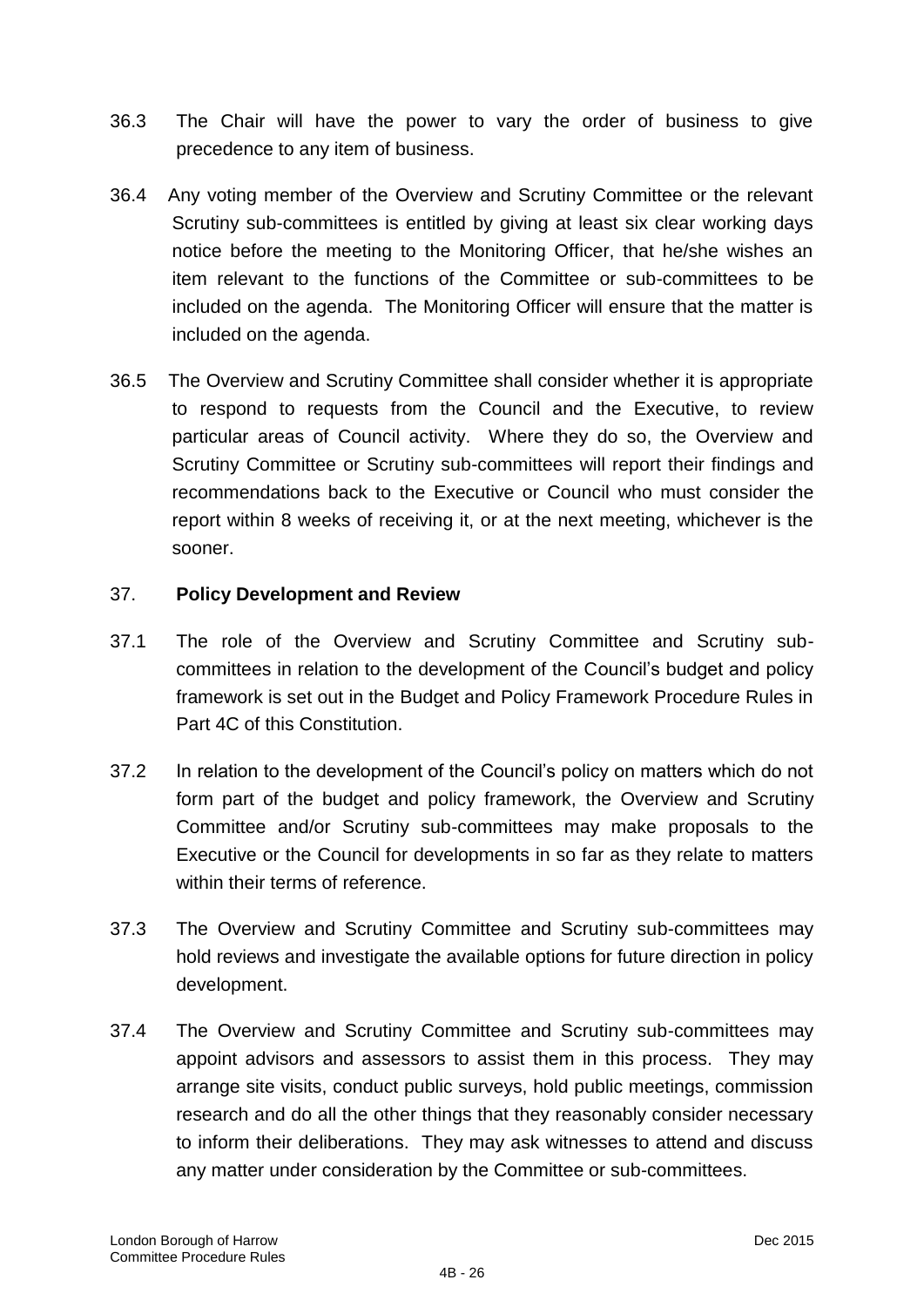36.3 The Chair will have the power to vary the order of business to give precedence to any item of business.

36.4 Any voting member of the Overview and Scrutiny Committee or the relevant Scrutiny sub-committees is entitled by giving at least six clear working days notice before the meeting to the Monitoring Officer, that he/she wishes an item relevant to the functions of the Committee or sub-committees to be included on the agenda. The Monitoring Officer will ensure that the matter is included on the agenda.

36.5 The Overview and Scrutiny Committee shall consider whether it is appropriate to respond to requests from the Council and the Executive, to review particular areas of Council activity. Where they do so, the Overview and Scrutiny Committee or Scrutiny sub-committees will report their findings and recommendations back to the Executive or Council who must consider the report within 8 weeks of receiving it, or at the next meeting, whichever is the sooner.

## 37. Policy Development and Review

37.1 The role of the Overview and Scrutiny Committee and Scrutiny sub-committees in relation to the development of the Council's budget and policy framework is set out in the Budget and Policy Framework Procedure Rules in Part 4C of this Constitution.

37.2 In relation to the development of the Council's policy on matters which do not form part of the budget and policy framework, the Overview and Scrutiny Committee and/or Scrutiny sub-committees may make proposals to the Executive or the Council for developments in so far as they relate to matters within their terms of reference.

37.3 The Overview and Scrutiny Committee and Scrutiny sub-committees may hold reviews and investigate the available options for future direction in policy development.

37.4 The Overview and Scrutiny Committee and Scrutiny sub-committees may appoint advisors and assessors to assist them in this process. They may arrange site visits, conduct public surveys, hold public meetings, commission research and do all the other things that they reasonably consider necessary to inform their deliberations. They may ask witnesses to attend and discuss any matter under consideration by the Committee or sub-committees.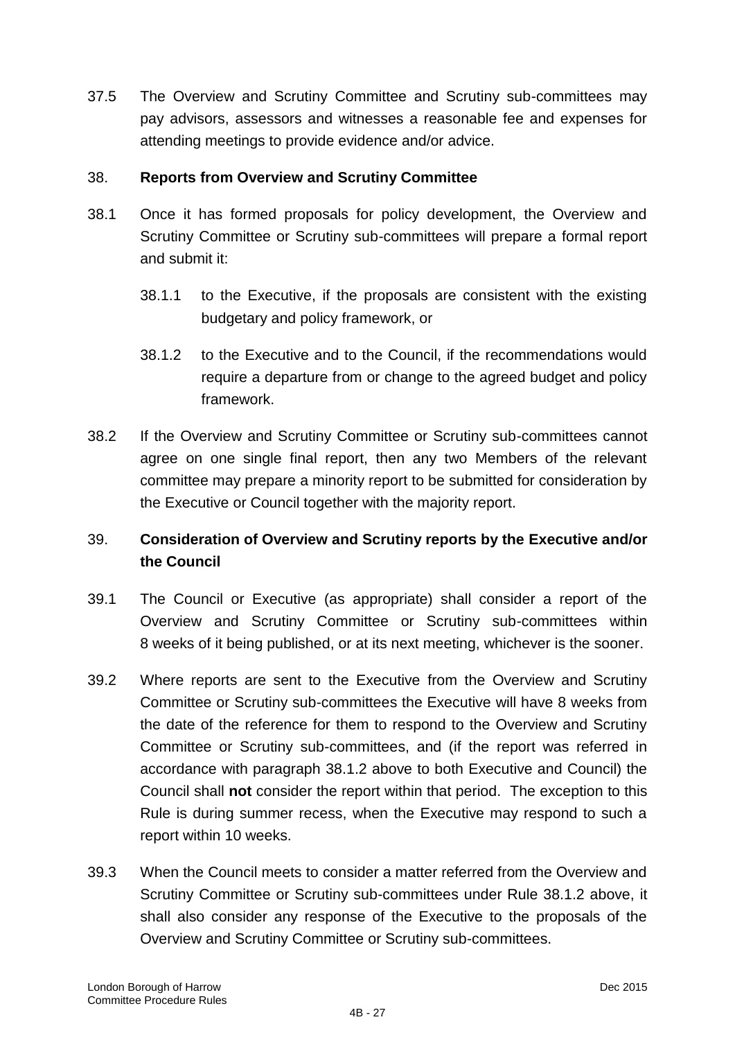37.5 The Overview and Scrutiny Committee and Scrutiny sub-committees may pay advisors, assessors and witnesses a reasonable fee and expenses for attending meetings to provide evidence and/or advice.

## 38. Reports from Overview and Scrutiny Committee

38.1 Once it has formed proposals for policy development, the Overview and Scrutiny Committee or Scrutiny sub-committees will prepare a formal report and submit it:

- 38.1.1 to the Executive, if the proposals are consistent with the existing budgetary and policy framework, or
- 38.1.2 to the Executive and to the Council, if the recommendations would require a departure from or change to the agreed budget and policy framework.

38.2 If the Overview and Scrutiny Committee or Scrutiny sub-committees cannot agree on one single final report, then any two Members of the relevant committee may prepare a minority report to be submitted for consideration by the Executive or Council together with the majority report.

## 39. Consideration of Overview and Scrutiny reports by the Executive and/or the Council

39.1 The Council or Executive (as appropriate) shall consider a report of the Overview and Scrutiny Committee or Scrutiny sub-committees within 8 weeks of it being published, or at its next meeting, whichever is the sooner.

39.2 Where reports are sent to the Executive from the Overview and Scrutiny Committee or Scrutiny sub-committees the Executive will have 8 weeks from the date of the reference for them to respond to the Overview and Scrutiny Committee or Scrutiny sub-committees, and (if the report was referred in accordance with paragraph 38.1.2 above to both Executive and Council) the Council shall **not** consider the report within that period. The exception to this Rule is during summer recess, when the Executive may respond to such a report within 10 weeks.

39.3 When the Council meets to consider a matter referred from the Overview and Scrutiny Committee or Scrutiny sub-committees under Rule 38.1.2 above, it shall also consider any response of the Executive to the proposals of the Overview and Scrutiny Committee or Scrutiny sub-committees.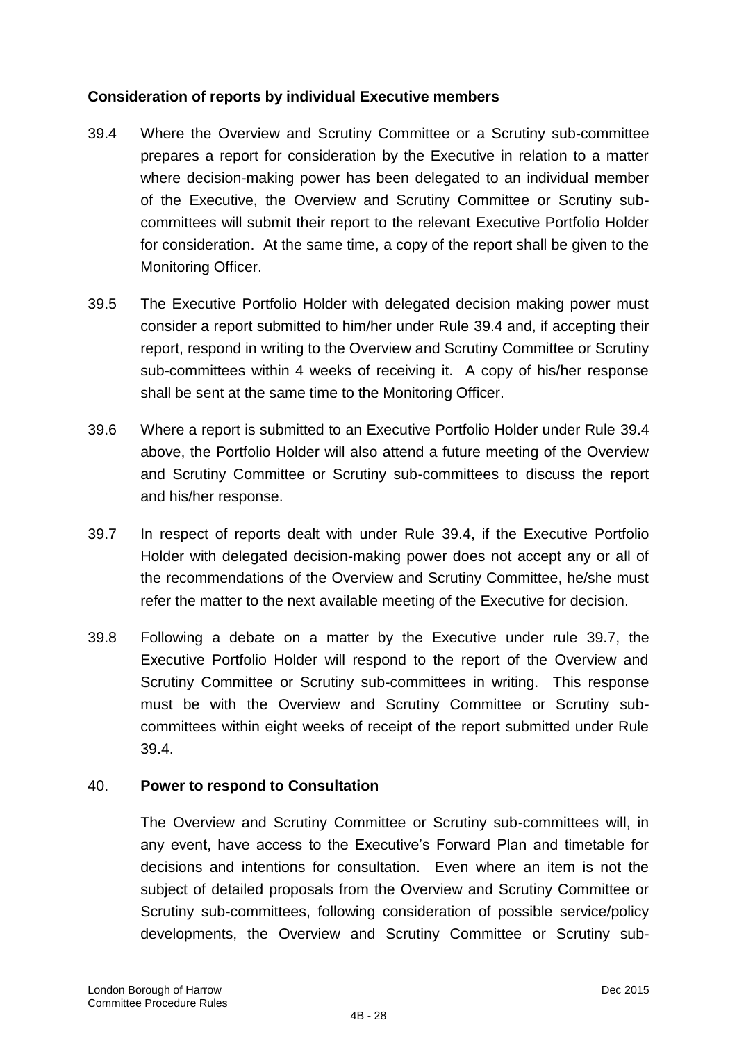**Consideration of reports by individual Executive members**

39.4 Where the Overview and Scrutiny Committee or a Scrutiny sub-committee prepares a report for consideration by the Executive in relation to a matter where decision-making power has been delegated to an individual member of the Executive, the Overview and Scrutiny Committee or Scrutiny sub-committees will submit their report to the relevant Executive Portfolio Holder for consideration. At the same time, a copy of the report shall be given to the Monitoring Officer.

39.5 The Executive Portfolio Holder with delegated decision making power must consider a report submitted to him/her under Rule 39.4 and, if accepting their report, respond in writing to the Overview and Scrutiny Committee or Scrutiny sub-committees within 4 weeks of receiving it. A copy of his/her response shall be sent at the same time to the Monitoring Officer.

39.6 Where a report is submitted to an Executive Portfolio Holder under Rule 39.4 above, the Portfolio Holder will also attend a future meeting of the Overview and Scrutiny Committee or Scrutiny sub-committees to discuss the report and his/her response.

39.7 In respect of reports dealt with under Rule 39.4, if the Executive Portfolio Holder with delegated decision-making power does not accept any or all of the recommendations of the Overview and Scrutiny Committee, he/she must refer the matter to the next available meeting of the Executive for decision.

39.8 Following a debate on a matter by the Executive under rule 39.7, the Executive Portfolio Holder will respond to the report of the Overview and Scrutiny Committee or Scrutiny sub-committees in writing. This response must be with the Overview and Scrutiny Committee or Scrutiny sub-committees within eight weeks of receipt of the report submitted under Rule 39.4.

40. **Power to respond to Consultation**

The Overview and Scrutiny Committee or Scrutiny sub-committees will, in any event, have access to the Executive's Forward Plan and timetable for decisions and intentions for consultation. Even where an item is not the subject of detailed proposals from the Overview and Scrutiny Committee or Scrutiny sub-committees, following consideration of possible service/policy developments, the Overview and Scrutiny Committee or Scrutiny sub-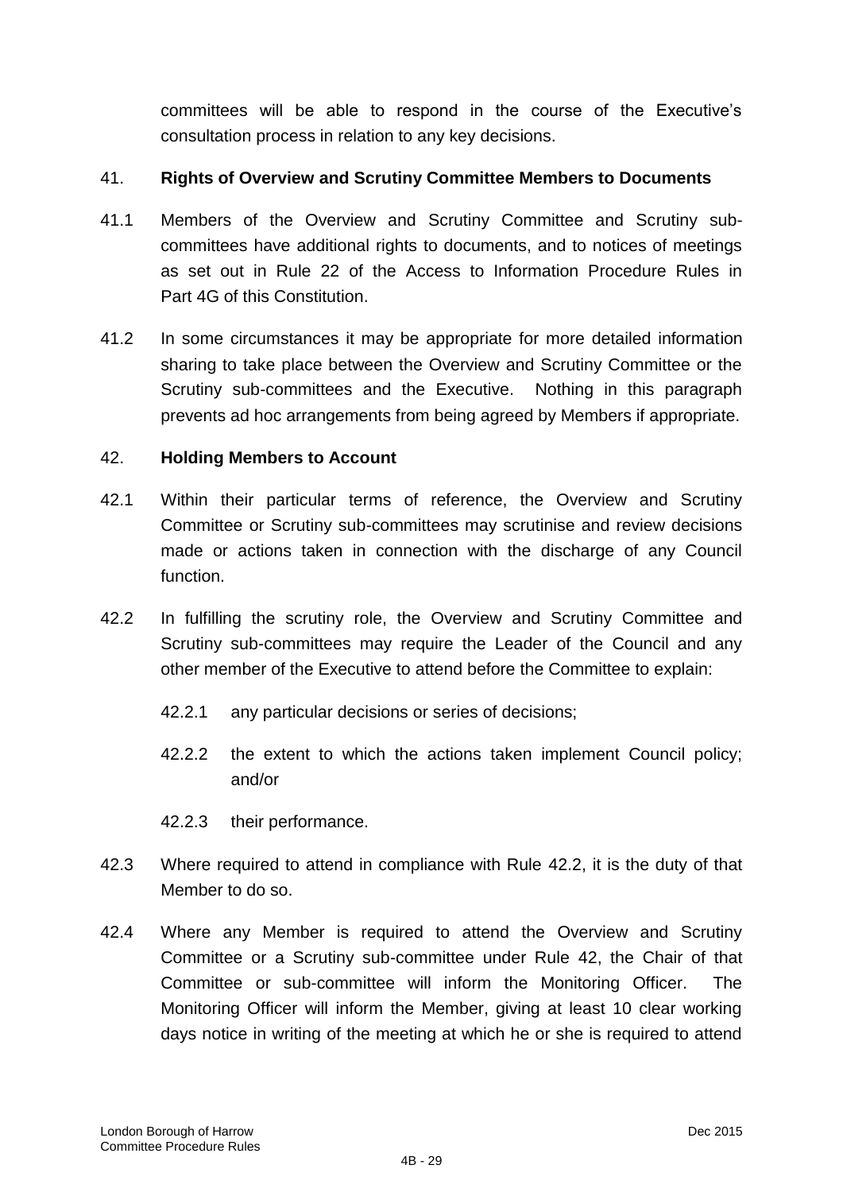committees will be able to respond in the course of the Executive's consultation process in relation to any key decisions.

## 41. Rights of Overview and Scrutiny Committee Members to Documents

41.1 Members of the Overview and Scrutiny Committee and Scrutiny sub-committees have additional rights to documents, and to notices of meetings as set out in Rule 22 of the Access to Information Procedure Rules in Part 4G of this Constitution.

41.2 In some circumstances it may be appropriate for more detailed information sharing to take place between the Overview and Scrutiny Committee or the Scrutiny sub-committees and the Executive. Nothing in this paragraph prevents ad hoc arrangements from being agreed by Members if appropriate.

## 42. Holding Members to Account

42.1 Within their particular terms of reference, the Overview and Scrutiny Committee or Scrutiny sub-committees may scrutinise and review decisions made or actions taken in connection with the discharge of any Council function.

42.2 In fulfilling the scrutiny role, the Overview and Scrutiny Committee and Scrutiny sub-committees may require the Leader of the Council and any other member of the Executive to attend before the Committee to explain:

42.2.1 any particular decisions or series of decisions;

42.2.2 the extent to which the actions taken implement Council policy; and/or

42.2.3 their performance.

42.3 Where required to attend in compliance with Rule 42.2, it is the duty of that Member to do so.

42.4 Where any Member is required to attend the Overview and Scrutiny Committee or a Scrutiny sub-committee under Rule 42, the Chair of that Committee or sub-committee will inform the Monitoring Officer. The Monitoring Officer will inform the Member, giving at least 10 clear working days notice in writing of the meeting at which he or she is required to attend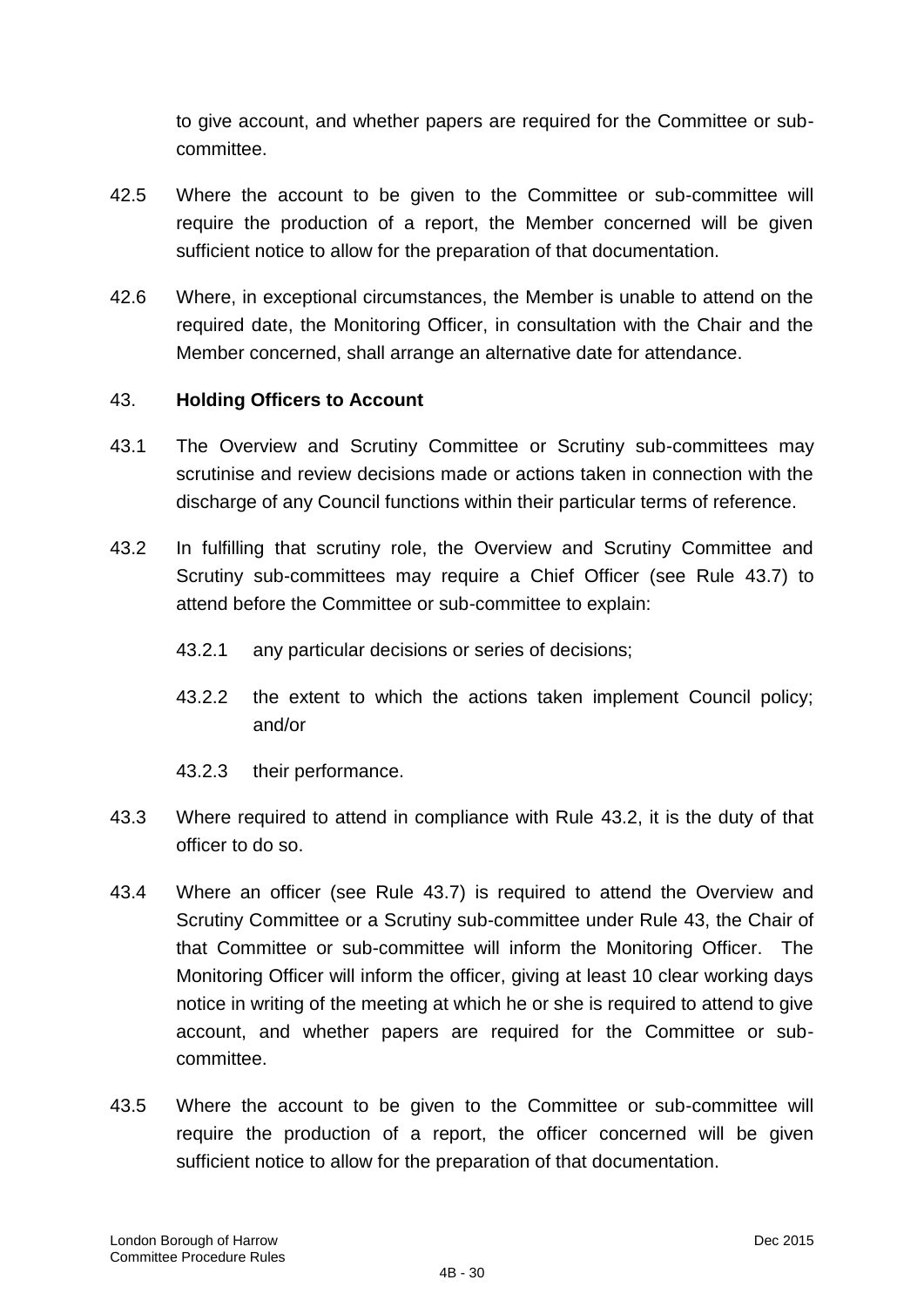to give account, and whether papers are required for the Committee or sub-committee.

42.5 Where the account to be given to the Committee or sub-committee will require the production of a report, the Member concerned will be given sufficient notice to allow for the preparation of that documentation.

42.6 Where, in exceptional circumstances, the Member is unable to attend on the required date, the Monitoring Officer, in consultation with the Chair and the Member concerned, shall arrange an alternative date for attendance.

43. **Holding Officers to Account**

43.1 The Overview and Scrutiny Committee or Scrutiny sub-committees may scrutinise and review decisions made or actions taken in connection with the discharge of any Council functions within their particular terms of reference.

43.2 In fulfilling that scrutiny role, the Overview and Scrutiny Committee and Scrutiny sub-committees may require a Chief Officer (see Rule 43.7) to attend before the Committee or sub-committee to explain:

43.2.1 any particular decisions or series of decisions;

43.2.2 the extent to which the actions taken implement Council policy; and/or

43.2.3 their performance.

43.3 Where required to attend in compliance with Rule 43.2, it is the duty of that officer to do so.

43.4 Where an officer (see Rule 43.7) is required to attend the Overview and Scrutiny Committee or a Scrutiny sub-committee under Rule 43, the Chair of that Committee or sub-committee will inform the Monitoring Officer. The Monitoring Officer will inform the officer, giving at least 10 clear working days notice in writing of the meeting at which he or she is required to attend to give account, and whether papers are required for the Committee or sub-committee.

43.5 Where the account to be given to the Committee or sub-committee will require the production of a report, the officer concerned will be given sufficient notice to allow for the preparation of that documentation.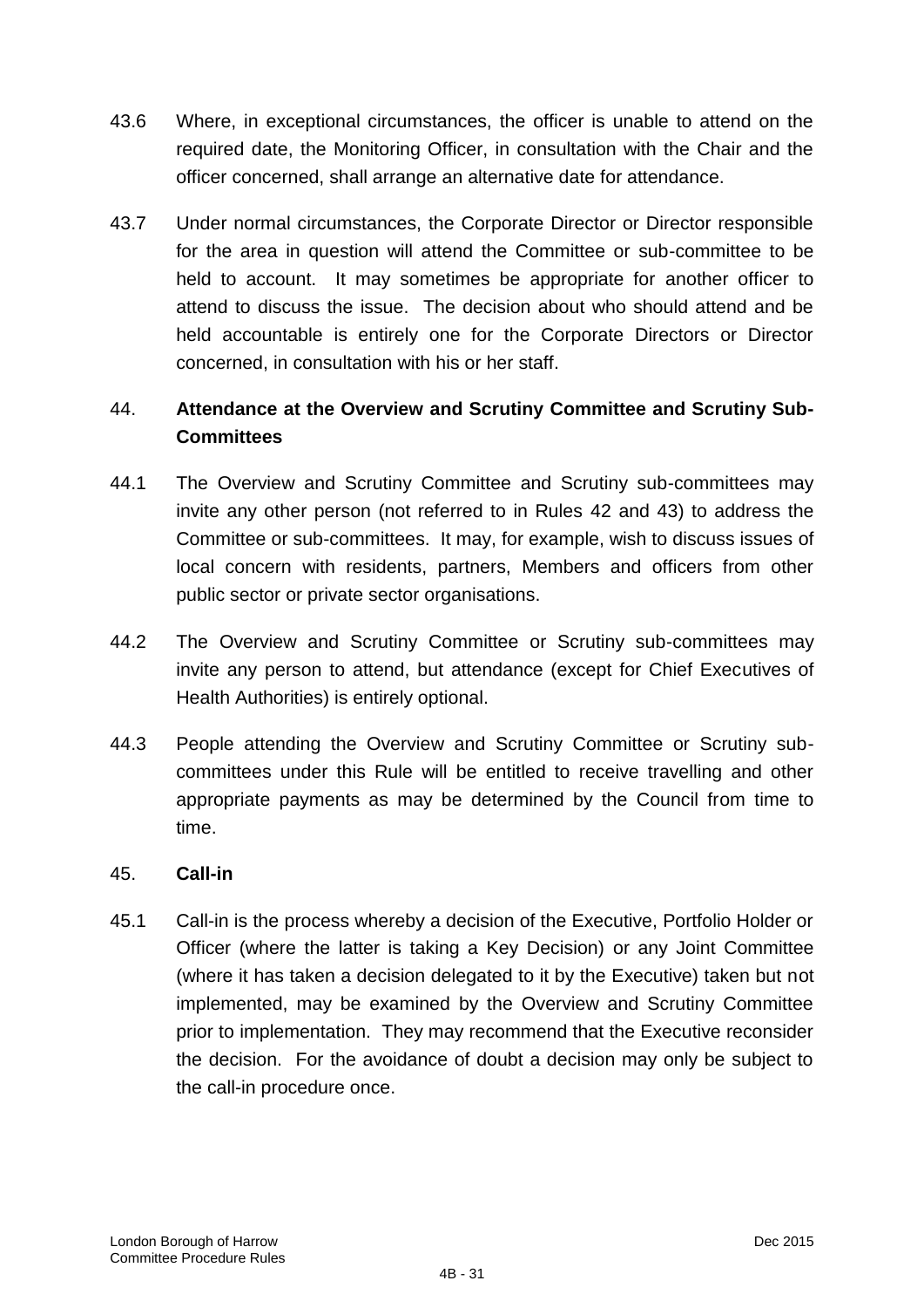43.6 Where, in exceptional circumstances, the officer is unable to attend on the required date, the Monitoring Officer, in consultation with the Chair and the officer concerned, shall arrange an alternative date for attendance.

43.7 Under normal circumstances, the Corporate Director or Director responsible for the area in question will attend the Committee or sub-committee to be held to account. It may sometimes be appropriate for another officer to attend to discuss the issue. The decision about who should attend and be held accountable is entirely one for the Corporate Directors or Director concerned, in consultation with his or her staff.

## 44. Attendance at the Overview and Scrutiny Committee and Scrutiny Sub-Committees

44.1 The Overview and Scrutiny Committee and Scrutiny sub-committees may invite any other person (not referred to in Rules 42 and 43) to address the Committee or sub-committees. It may, for example, wish to discuss issues of local concern with residents, partners, Members and officers from other public sector or private sector organisations.

44.2 The Overview and Scrutiny Committee or Scrutiny sub-committees may invite any person to attend, but attendance (except for Chief Executives of Health Authorities) is entirely optional.

44.3 People attending the Overview and Scrutiny Committee or Scrutiny sub-committees under this Rule will be entitled to receive travelling and other appropriate payments as may be determined by the Council from time to time.

## 45. Call-in

45.1 Call-in is the process whereby a decision of the Executive, Portfolio Holder or Officer (where the latter is taking a Key Decision) or any Joint Committee (where it has taken a decision delegated to it by the Executive) taken but not implemented, may be examined by the Overview and Scrutiny Committee prior to implementation. They may recommend that the Executive reconsider the decision. For the avoidance of doubt a decision may only be subject to the call-in procedure once.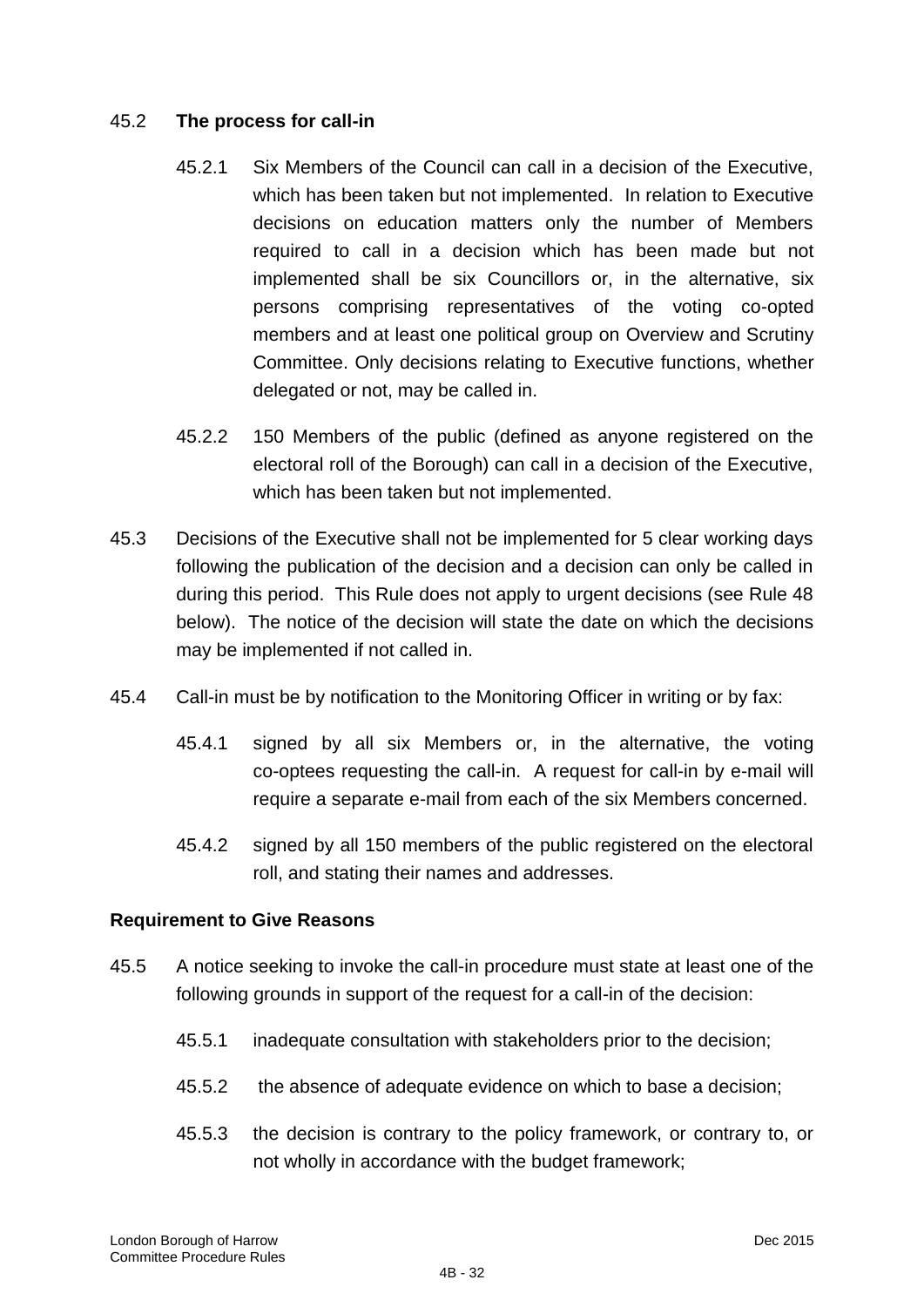45.2 **The process for call-in**

45.2.1 Six Members of the Council can call in a decision of the Executive, which has been taken but not implemented. In relation to Executive decisions on education matters only the number of Members required to call in a decision which has been made but not implemented shall be six Councillors or, in the alternative, six persons comprising representatives of the voting co-opted members and at least one political group on Overview and Scrutiny Committee. Only decisions relating to Executive functions, whether delegated or not, may be called in.

45.2.2 150 Members of the public (defined as anyone registered on the electoral roll of the Borough) can call in a decision of the Executive, which has been taken but not implemented.

45.3 Decisions of the Executive shall not be implemented for 5 clear working days following the publication of the decision and a decision can only be called in during this period. This Rule does not apply to urgent decisions (see Rule 48 below). The notice of the decision will state the date on which the decisions may be implemented if not called in.

45.4 Call-in must be by notification to the Monitoring Officer in writing or by fax:

45.4.1 signed by all six Members or, in the alternative, the voting co-optees requesting the call-in. A request for call-in by e-mail will require a separate e-mail from each of the six Members concerned.

45.4.2 signed by all 150 members of the public registered on the electoral roll, and stating their names and addresses.

**Requirement to Give Reasons**

45.5 A notice seeking to invoke the call-in procedure must state at least one of the following grounds in support of the request for a call-in of the decision:

45.5.1 inadequate consultation with stakeholders prior to the decision;

45.5.2 the absence of adequate evidence on which to base a decision;

45.5.3 the decision is contrary to the policy framework, or contrary to, or not wholly in accordance with the budget framework;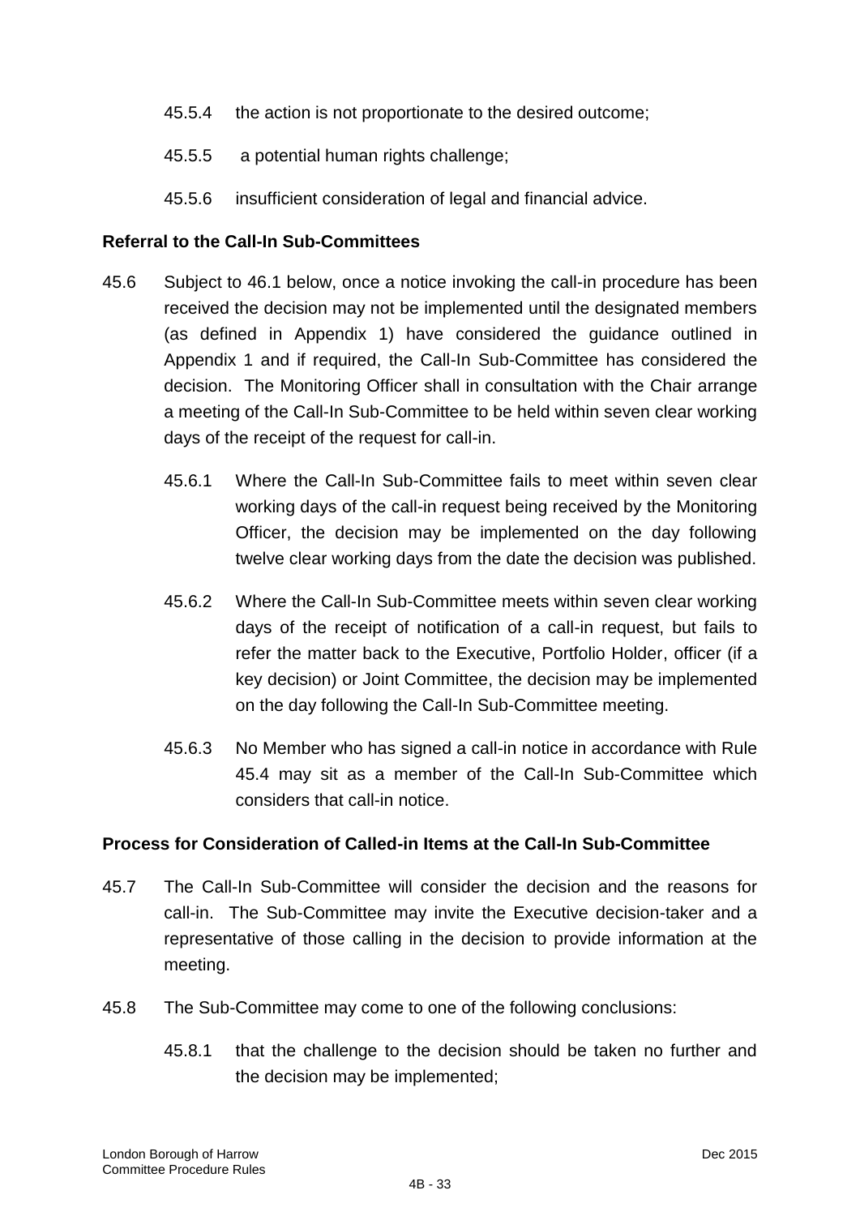45.5.4 the action is not proportionate to the desired outcome;

45.5.5 a potential human rights challenge;

45.5.6 insufficient consideration of legal and financial advice.

**Referral to the Call-In Sub-Committees**

45.6 Subject to 46.1 below, once a notice invoking the call-in procedure has been received the decision may not be implemented until the designated members (as defined in Appendix 1) have considered the guidance outlined in Appendix 1 and if required, the Call-In Sub-Committee has considered the decision. The Monitoring Officer shall in consultation with the Chair arrange a meeting of the Call-In Sub-Committee to be held within seven clear working days of the receipt of the request for call-in.

45.6.1 Where the Call-In Sub-Committee fails to meet within seven clear working days of the call-in request being received by the Monitoring Officer, the decision may be implemented on the day following twelve clear working days from the date the decision was published.

45.6.2 Where the Call-In Sub-Committee meets within seven clear working days of the receipt of notification of a call-in request, but fails to refer the matter back to the Executive, Portfolio Holder, officer (if a key decision) or Joint Committee, the decision may be implemented on the day following the Call-In Sub-Committee meeting.

45.6.3 No Member who has signed a call-in notice in accordance with Rule 45.4 may sit as a member of the Call-In Sub-Committee which considers that call-in notice.

**Process for Consideration of Called-in Items at the Call-In Sub-Committee**

45.7 The Call-In Sub-Committee will consider the decision and the reasons for call-in. The Sub-Committee may invite the Executive decision-taker and a representative of those calling in the decision to provide information at the meeting.

45.8 The Sub-Committee may come to one of the following conclusions:

45.8.1 that the challenge to the decision should be taken no further and the decision may be implemented;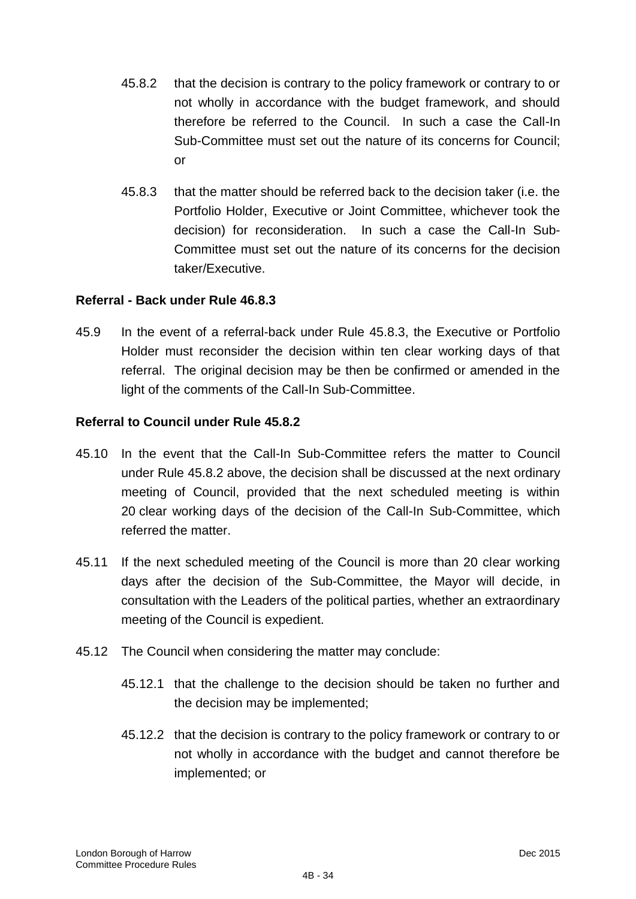45.8.2 that the decision is contrary to the policy framework or contrary to or not wholly in accordance with the budget framework, and should therefore be referred to the Council. In such a case the Call-In Sub-Committee must set out the nature of its concerns for Council; or

45.8.3 that the matter should be referred back to the decision taker (i.e. the Portfolio Holder, Executive or Joint Committee, whichever took the decision) for reconsideration. In such a case the Call-In Sub-Committee must set out the nature of its concerns for the decision taker/Executive.

**Referral - Back under Rule 46.8.3**

45.9 In the event of a referral-back under Rule 45.8.3, the Executive or Portfolio Holder must reconsider the decision within ten clear working days of that referral. The original decision may be then be confirmed or amended in the light of the comments of the Call-In Sub-Committee.

**Referral to Council under Rule 45.8.2**

45.10 In the event that the Call-In Sub-Committee refers the matter to Council under Rule 45.8.2 above, the decision shall be discussed at the next ordinary meeting of Council, provided that the next scheduled meeting is within 20 clear working days of the decision of the Call-In Sub-Committee, which referred the matter.

45.11 If the next scheduled meeting of the Council is more than 20 clear working days after the decision of the Sub-Committee, the Mayor will decide, in consultation with the Leaders of the political parties, whether an extraordinary meeting of the Council is expedient.

45.12 The Council when considering the matter may conclude:

45.12.1 that the challenge to the decision should be taken no further and the decision may be implemented;

45.12.2 that the decision is contrary to the policy framework or contrary to or not wholly in accordance with the budget and cannot therefore be implemented; or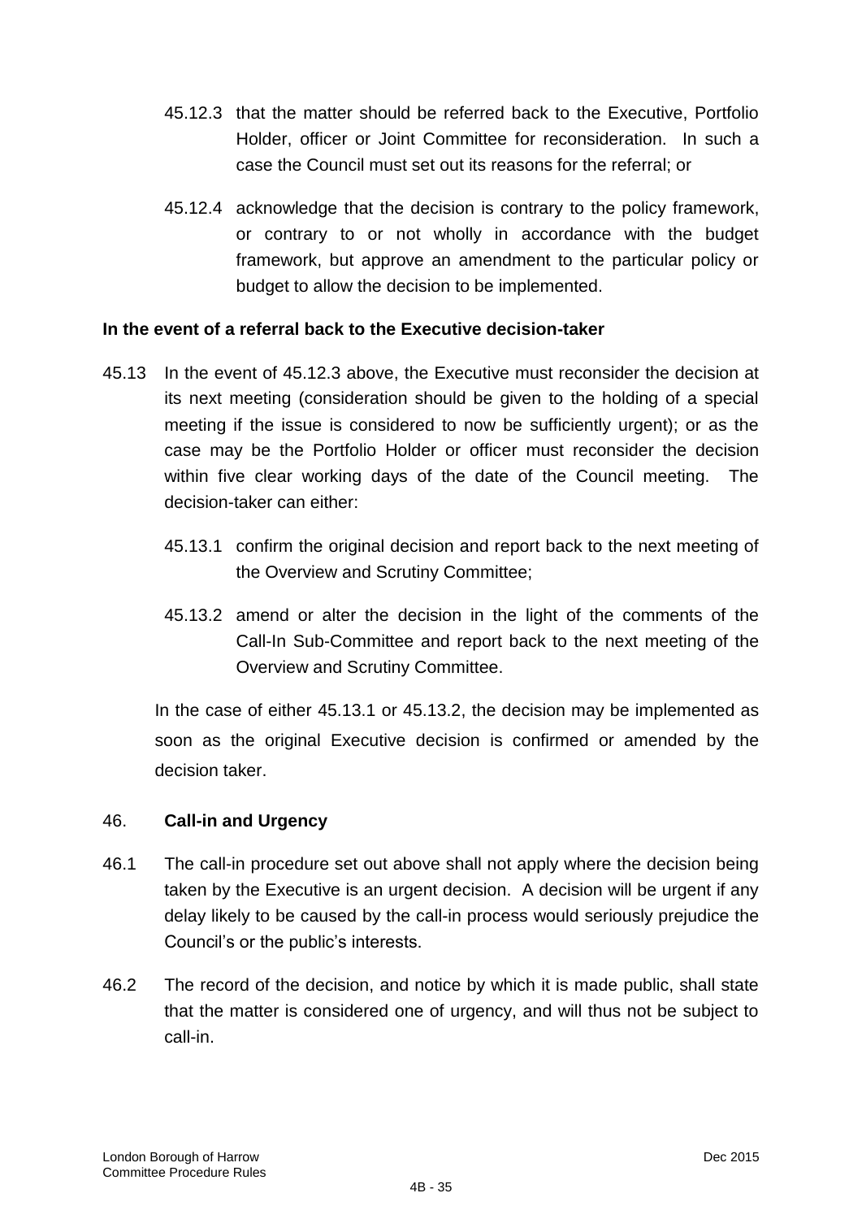45.12.3 that the matter should be referred back to the Executive, Portfolio Holder, officer or Joint Committee for reconsideration. In such a case the Council must set out its reasons for the referral; or

45.12.4 acknowledge that the decision is contrary to the policy framework, or contrary to or not wholly in accordance with the budget framework, but approve an amendment to the particular policy or budget to allow the decision to be implemented.

**In the event of a referral back to the Executive decision-taker**

45.13 In the event of 45.12.3 above, the Executive must reconsider the decision at its next meeting (consideration should be given to the holding of a special meeting if the issue is considered to now be sufficiently urgent); or as the case may be the Portfolio Holder or officer must reconsider the decision within five clear working days of the date of the Council meeting. The decision-taker can either:

45.13.1 confirm the original decision and report back to the next meeting of the Overview and Scrutiny Committee;

45.13.2 amend or alter the decision in the light of the comments of the Call-In Sub-Committee and report back to the next meeting of the Overview and Scrutiny Committee.

In the case of either 45.13.1 or 45.13.2, the decision may be implemented as soon as the original Executive decision is confirmed or amended by the decision taker.

## 46. Call-in and Urgency

46.1 The call-in procedure set out above shall not apply where the decision being taken by the Executive is an urgent decision. A decision will be urgent if any delay likely to be caused by the call-in process would seriously prejudice the Council's or the public's interests.

46.2 The record of the decision, and notice by which it is made public, shall state that the matter is considered one of urgency, and will thus not be subject to call-in.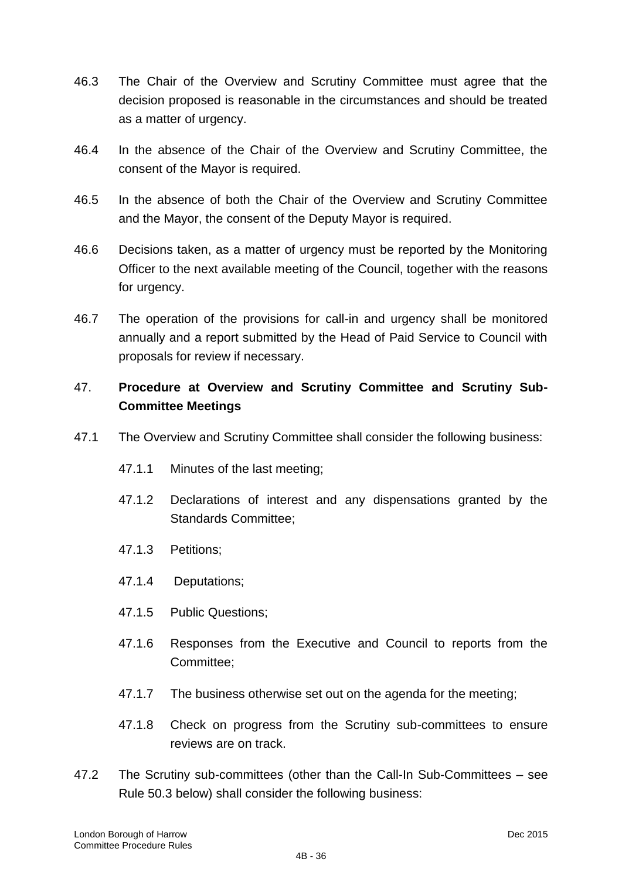46.3 The Chair of the Overview and Scrutiny Committee must agree that the decision proposed is reasonable in the circumstances and should be treated as a matter of urgency.

46.4 In the absence of the Chair of the Overview and Scrutiny Committee, the consent of the Mayor is required.

46.5 In the absence of both the Chair of the Overview and Scrutiny Committee and the Mayor, the consent of the Deputy Mayor is required.

46.6 Decisions taken, as a matter of urgency must be reported by the Monitoring Officer to the next available meeting of the Council, together with the reasons for urgency.

46.7 The operation of the provisions for call-in and urgency shall be monitored annually and a report submitted by the Head of Paid Service to Council with proposals for review if necessary.

## 47. Procedure at Overview and Scrutiny Committee and Scrutiny Sub-Committee Meetings

47.1 The Overview and Scrutiny Committee shall consider the following business:

- 47.1.1 Minutes of the last meeting;
- 47.1.2 Declarations of interest and any dispensations granted by the Standards Committee;
- 47.1.3 Petitions;
- 47.1.4 Deputations;
- 47.1.5 Public Questions;
- 47.1.6 Responses from the Executive and Council to reports from the Committee;
- 47.1.7 The business otherwise set out on the agenda for the meeting;
- 47.1.8 Check on progress from the Scrutiny sub-committees to ensure reviews are on track.

47.2 The Scrutiny sub-committees (other than the Call-In Sub-Committees – see Rule 50.3 below) shall consider the following business: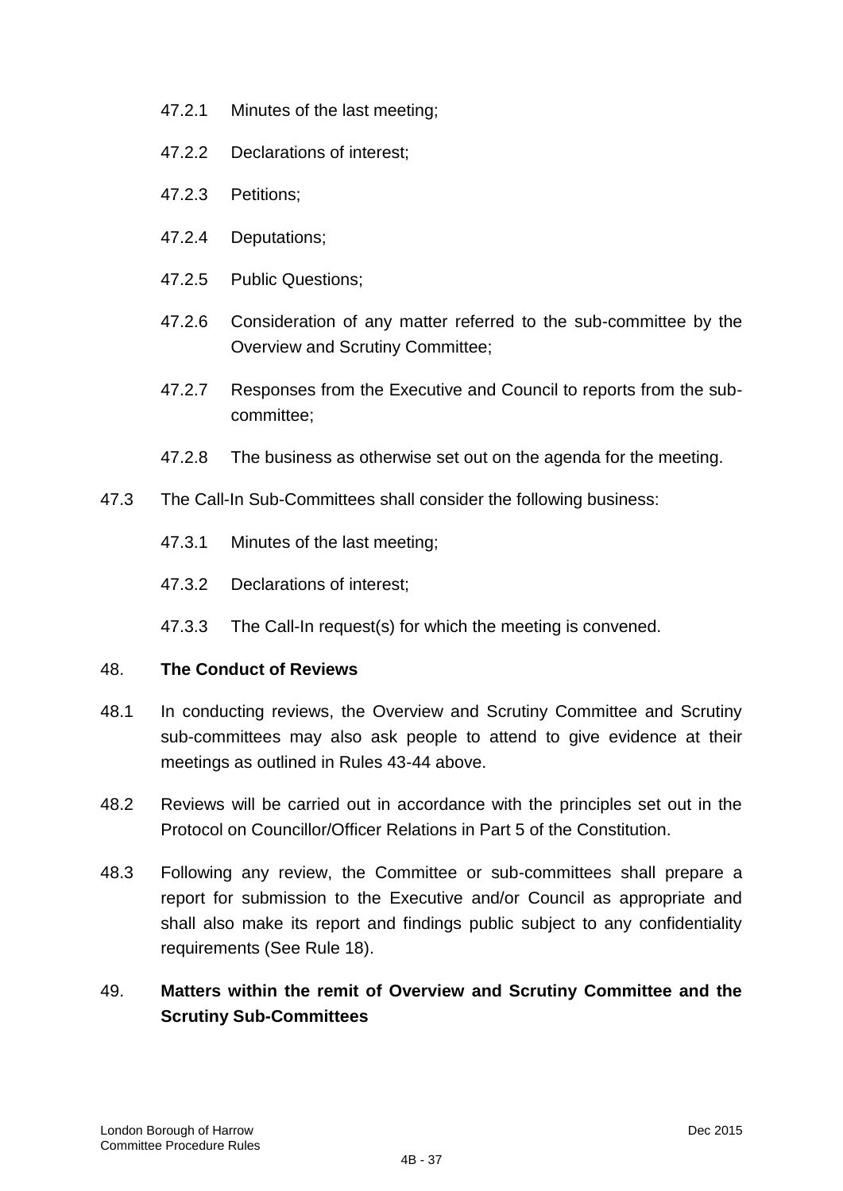47.2.1 Minutes of the last meeting;

47.2.2 Declarations of interest;

47.2.3 Petitions;

47.2.4 Deputations;

47.2.5 Public Questions;

47.2.6 Consideration of any matter referred to the sub-committee by the Overview and Scrutiny Committee;

47.2.7 Responses from the Executive and Council to reports from the sub-committee;

47.2.8 The business as otherwise set out on the agenda for the meeting.

47.3 The Call-In Sub-Committees shall consider the following business:

47.3.1 Minutes of the last meeting;

47.3.2 Declarations of interest;

47.3.3 The Call-In request(s) for which the meeting is convened.

## 48. The Conduct of Reviews

48.1 In conducting reviews, the Overview and Scrutiny Committee and Scrutiny sub-committees may also ask people to attend to give evidence at their meetings as outlined in Rules 43-44 above.

48.2 Reviews will be carried out in accordance with the principles set out in the Protocol on Councillor/Officer Relations in Part 5 of the Constitution.

48.3 Following any review, the Committee or sub-committees shall prepare a report for submission to the Executive and/or Council as appropriate and shall also make its report and findings public subject to any confidentiality requirements (See Rule 18).

## 49. Matters within the remit of Overview and Scrutiny Committee and the Scrutiny Sub-Committees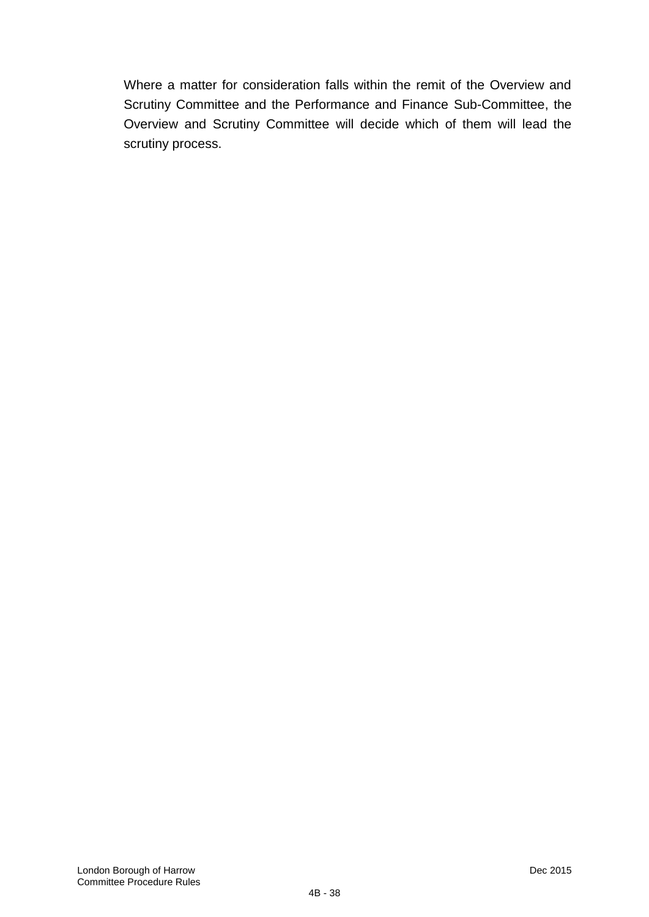Where a matter for consideration falls within the remit of the Overview and Scrutiny Committee and the Performance and Finance Sub-Committee, the Overview and Scrutiny Committee will decide which of them will lead the scrutiny process.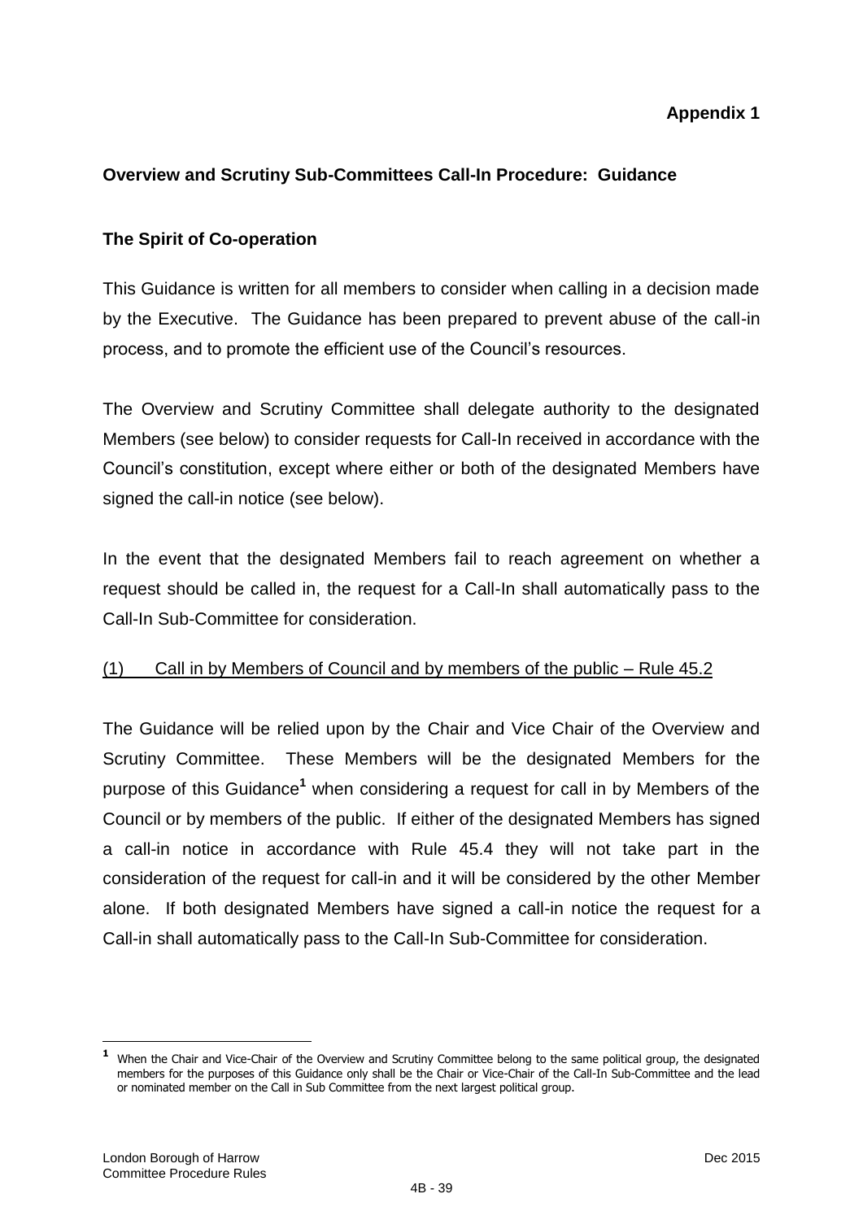**Appendix 1**

**Overview and Scrutiny Sub-Committees Call-In Procedure: Guidance**

**The Spirit of Co-operation**

This Guidance is written for all members to consider when calling in a decision made by the Executive. The Guidance has been prepared to prevent abuse of the call-in process, and to promote the efficient use of the Council's resources.

The Overview and Scrutiny Committee shall delegate authority to the designated Members (see below) to consider requests for Call-In received in accordance with the Council's constitution, except where either or both of the designated Members have signed the call-in notice (see below).

In the event that the designated Members fail to reach agreement on whether a request should be called in, the request for a Call-In shall automatically pass to the Call-In Sub-Committee for consideration.

<u>(1) Call in by Members of Council and by members of the public – Rule 45.2</u>

The Guidance will be relied upon by the Chair and Vice Chair of the Overview and Scrutiny Committee. These Members will be the designated Members for the purpose of this Guidance[1] when considering a request for call in by Members of the Council or by members of the public. If either of the designated Members has signed a call-in notice in accordance with Rule 45.4 they will not take part in the consideration of the request for call-in and it will be considered by the other Member alone. If both designated Members have signed a call-in notice the request for a Call-in shall automatically pass to the Call-In Sub-Committee for consideration.

---

[1] When the Chair and Vice-Chair of the Overview and Scrutiny Committee belong to the same political group, the designated members for the purposes of this Guidance only shall be the Chair or Vice-Chair of the Call-In Sub-Committee and the lead or nominated member on the Call in Sub Committee from the next largest political group.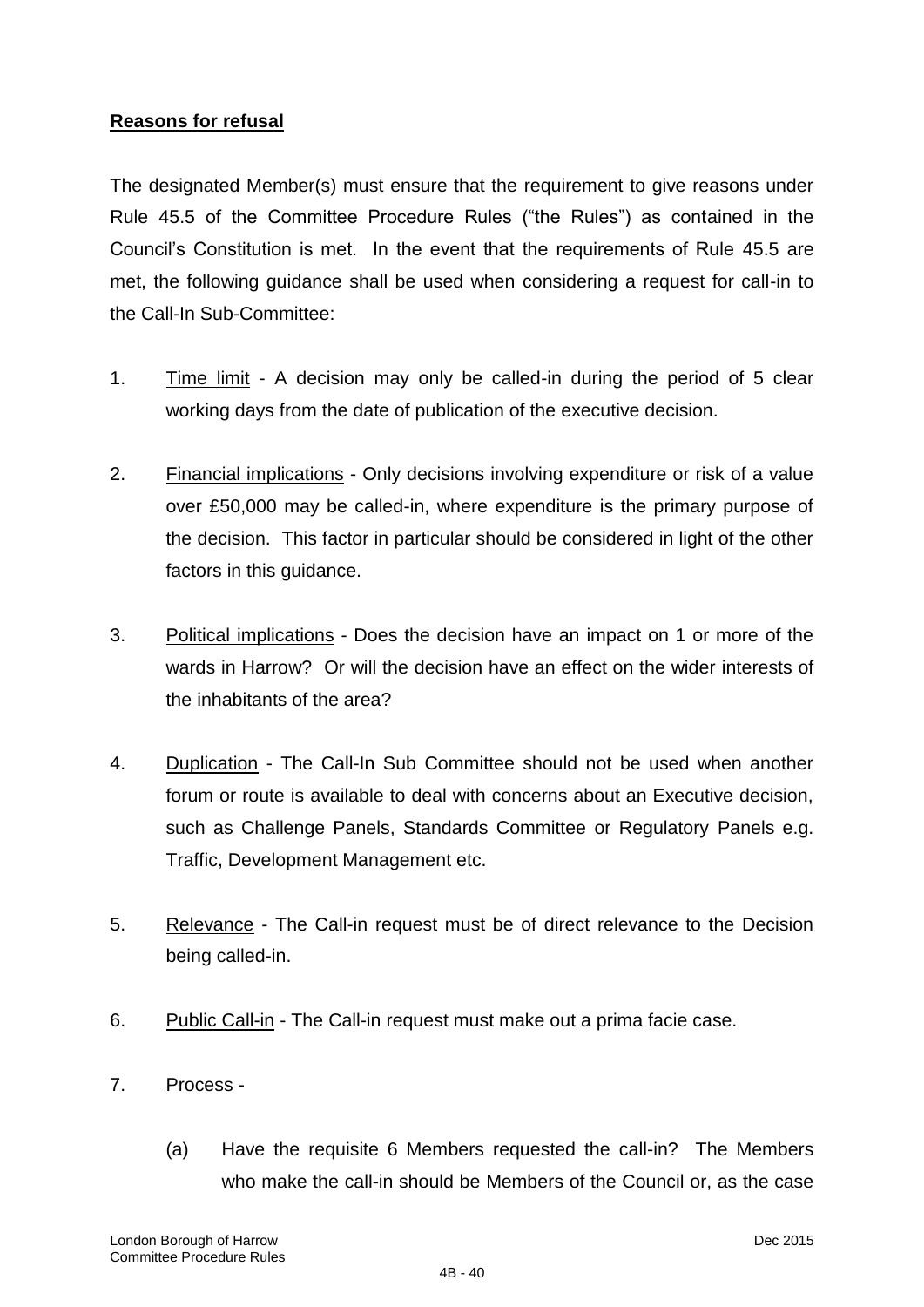**<u>Reasons for refusal</u>**

The designated Member(s) must ensure that the requirement to give reasons under Rule 45.5 of the Committee Procedure Rules ("the Rules") as contained in the Council's Constitution is met. In the event that the requirements of Rule 45.5 are met, the following guidance shall be used when considering a request for call-in to the Call-In Sub-Committee:

1. <u>Time limit</u> - A decision may only be called-in during the period of 5 clear working days from the date of publication of the executive decision.

2. <u>Financial implications</u> - Only decisions involving expenditure or risk of a value over £50,000 may be called-in, where expenditure is the primary purpose of the decision. This factor in particular should be considered in light of the other factors in this guidance.

3. <u>Political implications</u> - Does the decision have an impact on 1 or more of the wards in Harrow? Or will the decision have an effect on the wider interests of the inhabitants of the area?

4. <u>Duplication</u> - The Call-In Sub Committee should not be used when another forum or route is available to deal with concerns about an Executive decision, such as Challenge Panels, Standards Committee or Regulatory Panels e.g. Traffic, Development Management etc.

5. <u>Relevance</u> - The Call-in request must be of direct relevance to the Decision being called-in.

6. <u>Public Call-in</u> - The Call-in request must make out a prima facie case.

7. <u>Process</u> -

   (a) Have the requisite 6 Members requested the call-in? The Members who make the call-in should be Members of the Council or, as the case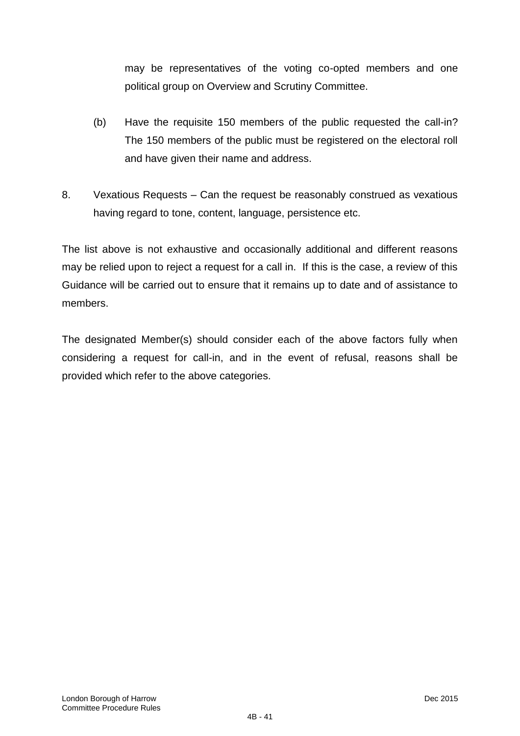may be representatives of the voting co-opted members and one political group on Overview and Scrutiny Committee.

(b) Have the requisite 150 members of the public requested the call-in? The 150 members of the public must be registered on the electoral roll and have given their name and address.

8. Vexatious Requests – Can the request be reasonably construed as vexatious having regard to tone, content, language, persistence etc.

The list above is not exhaustive and occasionally additional and different reasons may be relied upon to reject a request for a call in. If this is the case, a review of this Guidance will be carried out to ensure that it remains up to date and of assistance to members.

The designated Member(s) should consider each of the above factors fully when considering a request for call-in, and in the event of refusal, reasons shall be provided which refer to the above categories.